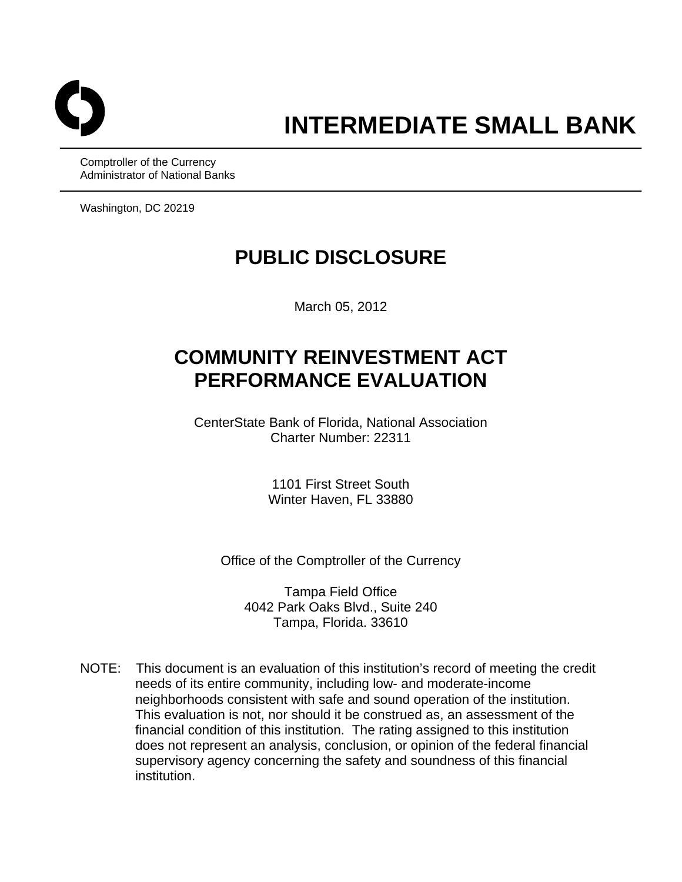# INTERMEDIATE SMALL BANK

Comptroller of the Currency
Administrator of National Banks

Washington, DC 20219

## PUBLIC DISCLOSURE

March 05, 2012

## COMMUNITY REINVESTMENT ACT PERFORMANCE EVALUATION

CenterState Bank of Florida, National Association
Charter Number: 22311

1101 First Street South
Winter Haven, FL 33880

Office of the Comptroller of the Currency

Tampa Field Office
4042 Park Oaks Blvd., Suite 240
Tampa, Florida. 33610

NOTE: This document is an evaluation of this institution's record of meeting the credit needs of its entire community, including low- and moderate-income neighborhoods consistent with safe and sound operation of the institution. This evaluation is not, nor should it be construed as, an assessment of the financial condition of this institution. The rating assigned to this institution does not represent an analysis, conclusion, or opinion of the federal financial supervisory agency concerning the safety and soundness of this financial institution.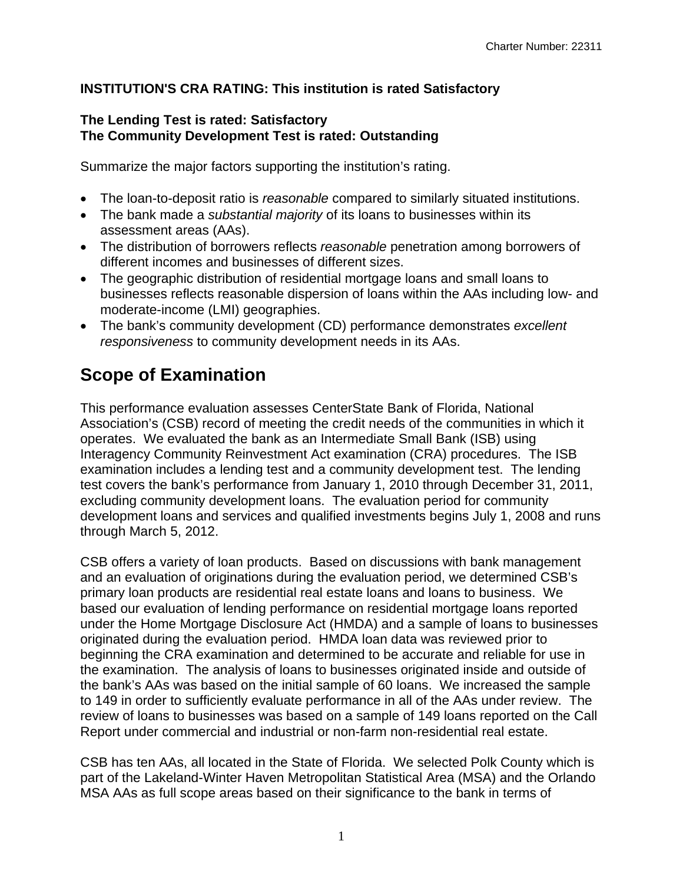**INSTITUTION'S CRA RATING: This institution is rated Satisfactory**

**The Lending Test is rated: Satisfactory**
**The Community Development Test is rated: Outstanding**

Summarize the major factors supporting the institution's rating.

- The loan-to-deposit ratio is *reasonable* compared to similarly situated institutions.
- The bank made a *substantial majority* of its loans to businesses within its assessment areas (AAs).
- The distribution of borrowers reflects *reasonable* penetration among borrowers of different incomes and businesses of different sizes.
- The geographic distribution of residential mortgage loans and small loans to businesses reflects reasonable dispersion of loans within the AAs including low- and moderate-income (LMI) geographies.
- The bank's community development (CD) performance demonstrates *excellent responsiveness* to community development needs in its AAs.

# Scope of Examination

This performance evaluation assesses CenterState Bank of Florida, National Association's (CSB) record of meeting the credit needs of the communities in which it operates. We evaluated the bank as an Intermediate Small Bank (ISB) using Interagency Community Reinvestment Act examination (CRA) procedures. The ISB examination includes a lending test and a community development test. The lending test covers the bank's performance from January 1, 2010 through December 31, 2011, excluding community development loans. The evaluation period for community development loans and services and qualified investments begins July 1, 2008 and runs through March 5, 2012.

CSB offers a variety of loan products. Based on discussions with bank management and an evaluation of originations during the evaluation period, we determined CSB's primary loan products are residential real estate loans and loans to business. We based our evaluation of lending performance on residential mortgage loans reported under the Home Mortgage Disclosure Act (HMDA) and a sample of loans to businesses originated during the evaluation period. HMDA loan data was reviewed prior to beginning the CRA examination and determined to be accurate and reliable for use in the examination. The analysis of loans to businesses originated inside and outside of the bank's AAs was based on the initial sample of 60 loans. We increased the sample to 149 in order to sufficiently evaluate performance in all of the AAs under review. The review of loans to businesses was based on a sample of 149 loans reported on the Call Report under commercial and industrial or non-farm non-residential real estate.

CSB has ten AAs, all located in the State of Florida. We selected Polk County which is part of the Lakeland-Winter Haven Metropolitan Statistical Area (MSA) and the Orlando MSA AAs as full scope areas based on their significance to the bank in terms of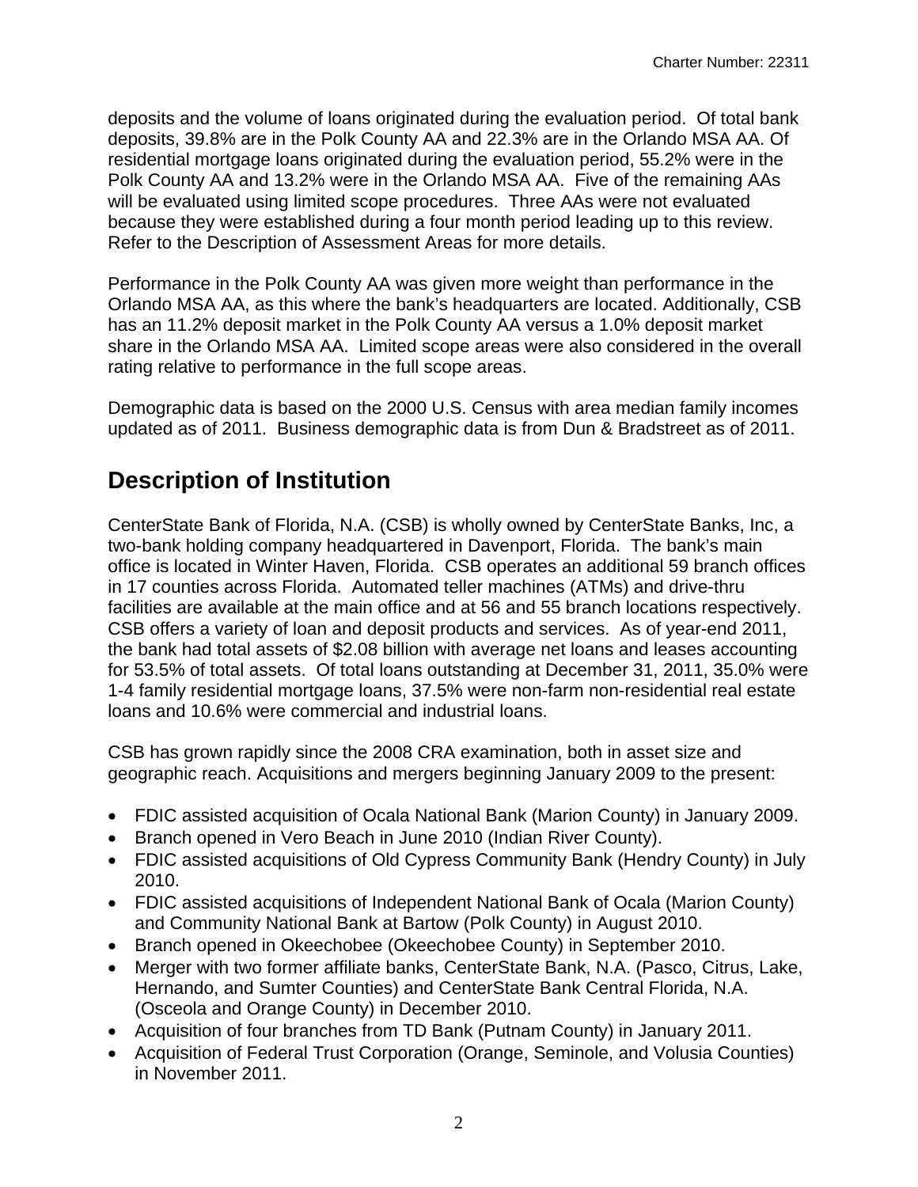deposits and the volume of loans originated during the evaluation period. Of total bank deposits, 39.8% are in the Polk County AA and 22.3% are in the Orlando MSA AA. Of residential mortgage loans originated during the evaluation period, 55.2% were in the Polk County AA and 13.2% were in the Orlando MSA AA. Five of the remaining AAs will be evaluated using limited scope procedures. Three AAs were not evaluated because they were established during a four month period leading up to this review. Refer to the Description of Assessment Areas for more details.

Performance in the Polk County AA was given more weight than performance in the Orlando MSA AA, as this where the bank's headquarters are located. Additionally, CSB has an 11.2% deposit market in the Polk County AA versus a 1.0% deposit market share in the Orlando MSA AA. Limited scope areas were also considered in the overall rating relative to performance in the full scope areas.

Demographic data is based on the 2000 U.S. Census with area median family incomes updated as of 2011. Business demographic data is from Dun & Bradstreet as of 2011.

# Description of Institution

CenterState Bank of Florida, N.A. (CSB) is wholly owned by CenterState Banks, Inc, a two-bank holding company headquartered in Davenport, Florida. The bank's main office is located in Winter Haven, Florida. CSB operates an additional 59 branch offices in 17 counties across Florida. Automated teller machines (ATMs) and drive-thru facilities are available at the main office and at 56 and 55 branch locations respectively. CSB offers a variety of loan and deposit products and services. As of year-end 2011, the bank had total assets of $2.08 billion with average net loans and leases accounting for 53.5% of total assets. Of total loans outstanding at December 31, 2011, 35.0% were 1-4 family residential mortgage loans, 37.5% were non-farm non-residential real estate loans and 10.6% were commercial and industrial loans.

CSB has grown rapidly since the 2008 CRA examination, both in asset size and geographic reach. Acquisitions and mergers beginning January 2009 to the present:

- FDIC assisted acquisition of Ocala National Bank (Marion County) in January 2009.
- Branch opened in Vero Beach in June 2010 (Indian River County).
- FDIC assisted acquisitions of Old Cypress Community Bank (Hendry County) in July 2010.
- FDIC assisted acquisitions of Independent National Bank of Ocala (Marion County) and Community National Bank at Bartow (Polk County) in August 2010.
- Branch opened in Okeechobee (Okeechobee County) in September 2010.
- Merger with two former affiliate banks, CenterState Bank, N.A. (Pasco, Citrus, Lake, Hernando, and Sumter Counties) and CenterState Bank Central Florida, N.A. (Osceola and Orange County) in December 2010.
- Acquisition of four branches from TD Bank (Putnam County) in January 2011.
- Acquisition of Federal Trust Corporation (Orange, Seminole, and Volusia Counties) in November 2011.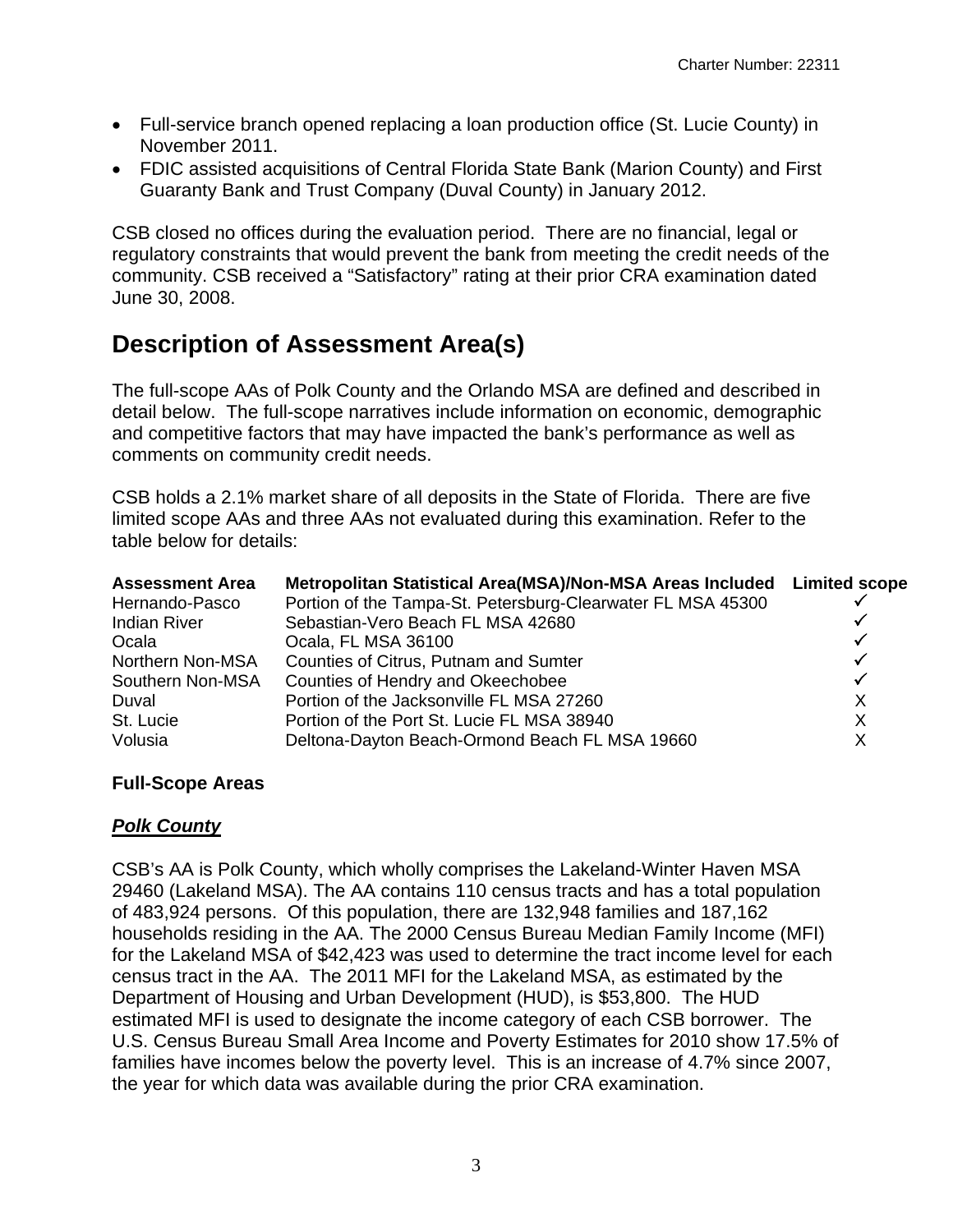- Full-service branch opened replacing a loan production office (St. Lucie County) in November 2011.
- FDIC assisted acquisitions of Central Florida State Bank (Marion County) and First Guaranty Bank and Trust Company (Duval County) in January 2012.

CSB closed no offices during the evaluation period. There are no financial, legal or regulatory constraints that would prevent the bank from meeting the credit needs of the community. CSB received a "Satisfactory" rating at their prior CRA examination dated June 30, 2008.

# Description of Assessment Area(s)

The full-scope AAs of Polk County and the Orlando MSA are defined and described in detail below. The full-scope narratives include information on economic, demographic and competitive factors that may have impacted the bank's performance as well as comments on community credit needs.

CSB holds a 2.1% market share of all deposits in the State of Florida. There are five limited scope AAs and three AAs not evaluated during this examination. Refer to the table below for details:

| Assessment Area | Metropolitan Statistical Area(MSA)/Non-MSA Areas Included | Limited scope |
|---|---|---|
| Hernando-Pasco | Portion of the Tampa-St. Petersburg-Clearwater FL MSA 45300 | ✓ |
| Indian River | Sebastian-Vero Beach FL MSA 42680 | ✓ |
| Ocala | Ocala, FL MSA 36100 | ✓ |
| Northern Non-MSA | Counties of Citrus, Putnam and Sumter | ✓ |
| Southern Non-MSA | Counties of Hendry and Okeechobee | ✓ |
| Duval | Portion of the Jacksonville FL MSA 27260 | X |
| St. Lucie | Portion of the Port St. Lucie FL MSA 38940 | X |
| Volusia | Deltona-Dayton Beach-Ormond Beach FL MSA 19660 | X |

### Full-Scope Areas

***Polk County***

CSB's AA is Polk County, which wholly comprises the Lakeland-Winter Haven MSA 29460 (Lakeland MSA). The AA contains 110 census tracts and has a total population of 483,924 persons. Of this population, there are 132,948 families and 187,162 households residing in the AA. The 2000 Census Bureau Median Family Income (MFI) for the Lakeland MSA of $42,423 was used to determine the tract income level for each census tract in the AA. The 2011 MFI for the Lakeland MSA, as estimated by the Department of Housing and Urban Development (HUD), is $53,800. The HUD estimated MFI is used to designate the income category of each CSB borrower. The U.S. Census Bureau Small Area Income and Poverty Estimates for 2010 show 17.5% of families have incomes below the poverty level. This is an increase of 4.7% since 2007, the year for which data was available during the prior CRA examination.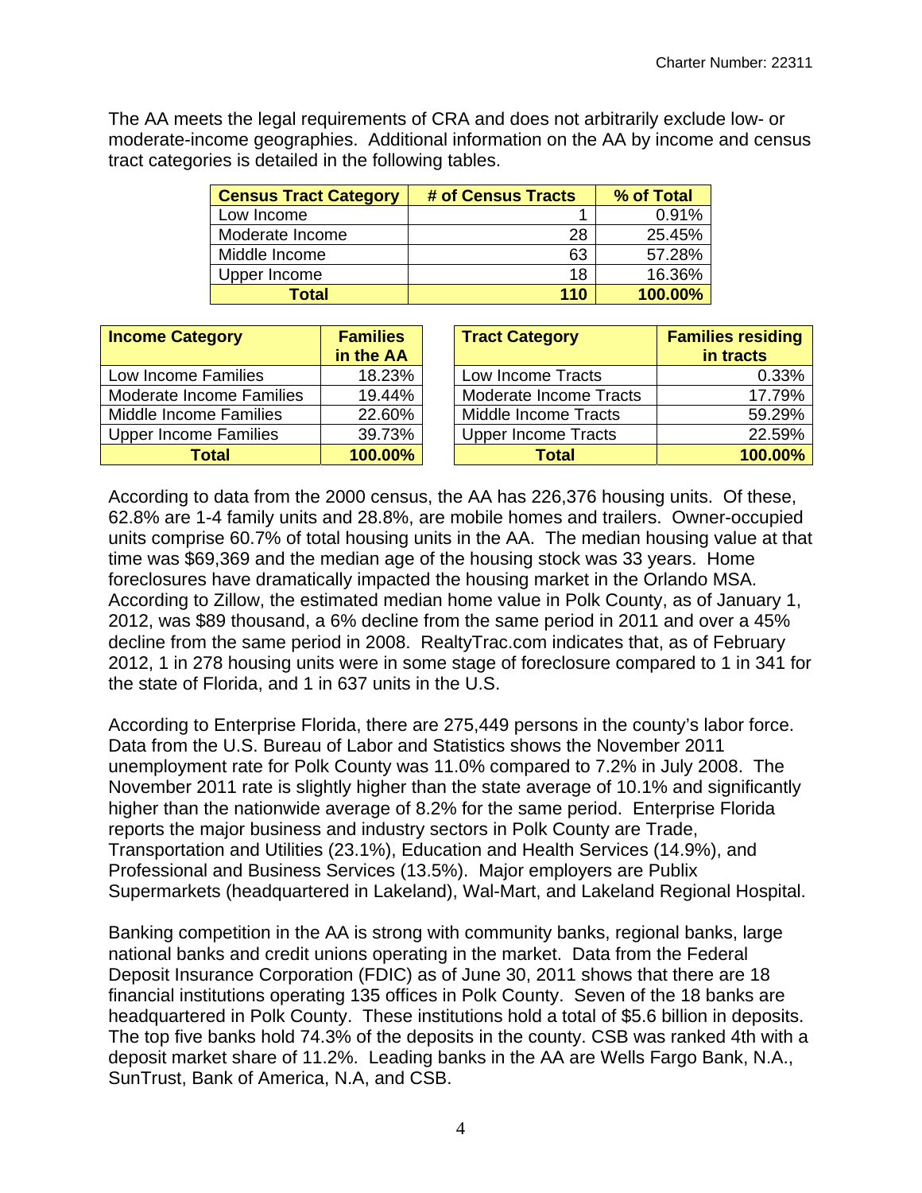The AA meets the legal requirements of CRA and does not arbitrarily exclude low- or moderate-income geographies. Additional information on the AA by income and census tract categories is detailed in the following tables.

| Census Tract Category | # of Census Tracts | % of Total |
|---|---|---|
| Low Income | 1 | 0.91% |
| Moderate Income | 28 | 25.45% |
| Middle Income | 63 | 57.28% |
| Upper Income | 18 | 16.36% |
| **Total** | **110** | **100.00%** |

| Income Category | Families in the AA |
|---|---|
| Low Income Families | 18.23% |
| Moderate Income Families | 19.44% |
| Middle Income Families | 22.60% |
| Upper Income Families | 39.73% |
| **Total** | **100.00%** |

| Tract Category | Families residing in tracts |
|---|---|
| Low Income Tracts | 0.33% |
| Moderate Income Tracts | 17.79% |
| Middle Income Tracts | 59.29% |
| Upper Income Tracts | 22.59% |
| **Total** | **100.00%** |

According to data from the 2000 census, the AA has 226,376 housing units. Of these, 62.8% are 1-4 family units and 28.8%, are mobile homes and trailers. Owner-occupied units comprise 60.7% of total housing units in the AA. The median housing value at that time was $69,369 and the median age of the housing stock was 33 years. Home foreclosures have dramatically impacted the housing market in the Orlando MSA. According to Zillow, the estimated median home value in Polk County, as of January 1, 2012, was $89 thousand, a 6% decline from the same period in 2011 and over a 45% decline from the same period in 2008. RealtyTrac.com indicates that, as of February 2012, 1 in 278 housing units were in some stage of foreclosure compared to 1 in 341 for the state of Florida, and 1 in 637 units in the U.S.

According to Enterprise Florida, there are 275,449 persons in the county's labor force. Data from the U.S. Bureau of Labor and Statistics shows the November 2011 unemployment rate for Polk County was 11.0% compared to 7.2% in July 2008. The November 2011 rate is slightly higher than the state average of 10.1% and significantly higher than the nationwide average of 8.2% for the same period. Enterprise Florida reports the major business and industry sectors in Polk County are Trade, Transportation and Utilities (23.1%), Education and Health Services (14.9%), and Professional and Business Services (13.5%). Major employers are Publix Supermarkets (headquartered in Lakeland), Wal-Mart, and Lakeland Regional Hospital.

Banking competition in the AA is strong with community banks, regional banks, large national banks and credit unions operating in the market. Data from the Federal Deposit Insurance Corporation (FDIC) as of June 30, 2011 shows that there are 18 financial institutions operating 135 offices in Polk County. Seven of the 18 banks are headquartered in Polk County. These institutions hold a total of $5.6 billion in deposits. The top five banks hold 74.3% of the deposits in the county. CSB was ranked 4th with a deposit market share of 11.2%. Leading banks in the AA are Wells Fargo Bank, N.A., SunTrust, Bank of America, N.A, and CSB.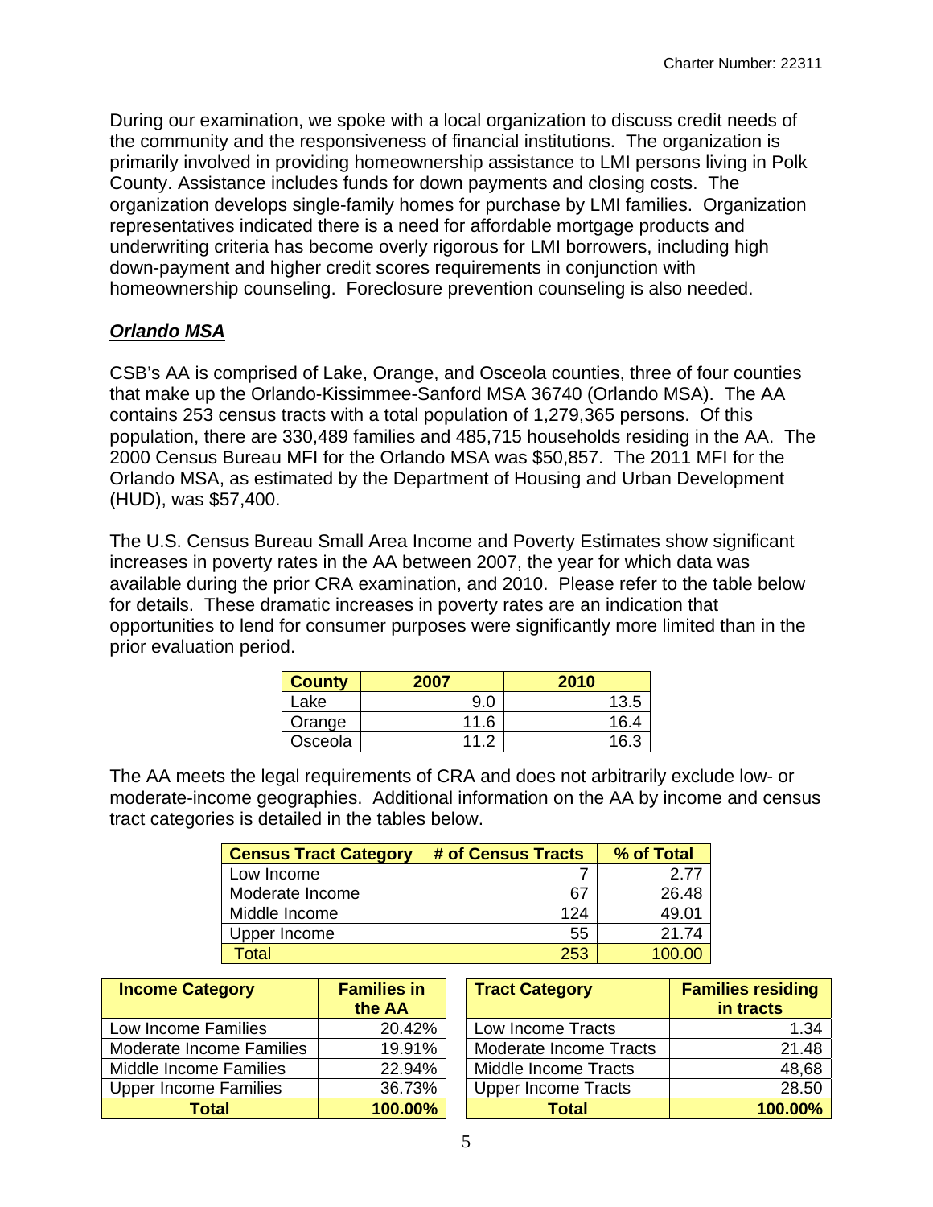During our examination, we spoke with a local organization to discuss credit needs of the community and the responsiveness of financial institutions. The organization is primarily involved in providing homeownership assistance to LMI persons living in Polk County. Assistance includes funds for down payments and closing costs. The organization develops single-family homes for purchase by LMI families. Organization representatives indicated there is a need for affordable mortgage products and underwriting criteria has become overly rigorous for LMI borrowers, including high down-payment and higher credit scores requirements in conjunction with homeownership counseling. Foreclosure prevention counseling is also needed.

***Orlando MSA***

CSB's AA is comprised of Lake, Orange, and Osceola counties, three of four counties that make up the Orlando-Kissimmee-Sanford MSA 36740 (Orlando MSA). The AA contains 253 census tracts with a total population of 1,279,365 persons. Of this population, there are 330,489 families and 485,715 households residing in the AA. The 2000 Census Bureau MFI for the Orlando MSA was $50,857. The 2011 MFI for the Orlando MSA, as estimated by the Department of Housing and Urban Development (HUD), was $57,400.

The U.S. Census Bureau Small Area Income and Poverty Estimates show significant increases in poverty rates in the AA between 2007, the year for which data was available during the prior CRA examination, and 2010. Please refer to the table below for details. These dramatic increases in poverty rates are an indication that opportunities to lend for consumer purposes were significantly more limited than in the prior evaluation period.

| County | 2007 | 2010 |
|---|---|---|
| Lake | 9.0 | 13.5 |
| Orange | 11.6 | 16.4 |
| Osceola | 11.2 | 16.3 |

The AA meets the legal requirements of CRA and does not arbitrarily exclude low- or moderate-income geographies. Additional information on the AA by income and census tract categories is detailed in the tables below.

| Census Tract Category | # of Census Tracts | % of Total |
|---|---|---|
| Low Income | 7 | 2.77 |
| Moderate Income | 67 | 26.48 |
| Middle Income | 124 | 49.01 |
| Upper Income | 55 | 21.74 |
| Total | 253 | 100.00 |

| Income Category | Families in the AA |
|---|---|
| Low Income Families | 20.42% |
| Moderate Income Families | 19.91% |
| Middle Income Families | 22.94% |
| Upper Income Families | 36.73% |
| **Total** | **100.00%** |

| Tract Category | Families residing in tracts |
|---|---|
| Low Income Tracts | 1.34 |
| Moderate Income Tracts | 21.48 |
| Middle Income Tracts | 48,68 |
| Upper Income Tracts | 28.50 |
| **Total** | **100.00%** |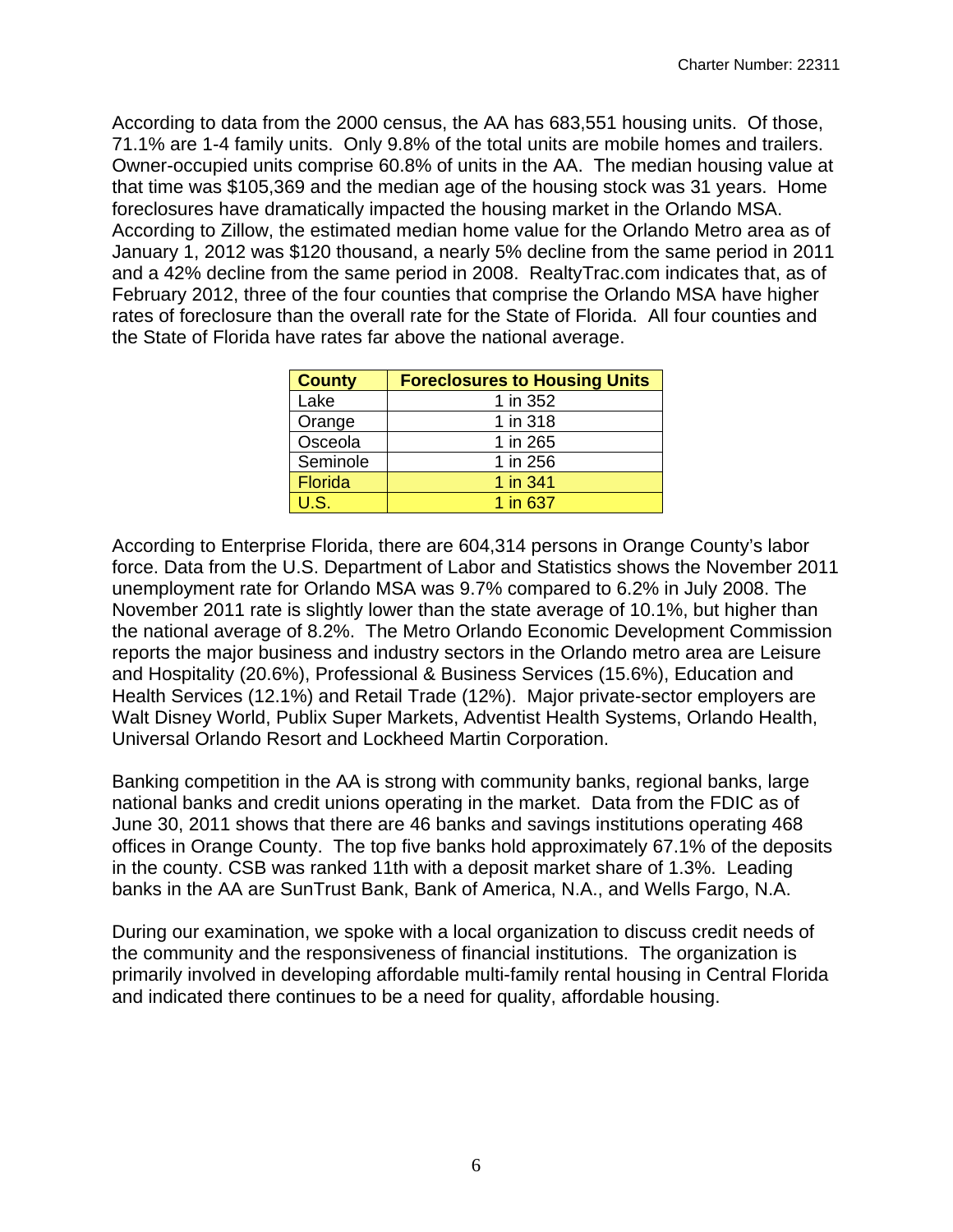According to data from the 2000 census, the AA has 683,551 housing units. Of those, 71.1% are 1-4 family units. Only 9.8% of the total units are mobile homes and trailers. Owner-occupied units comprise 60.8% of units in the AA. The median housing value at that time was $105,369 and the median age of the housing stock was 31 years. Home foreclosures have dramatically impacted the housing market in the Orlando MSA. According to Zillow, the estimated median home value for the Orlando Metro area as of January 1, 2012 was $120 thousand, a nearly 5% decline from the same period in 2011 and a 42% decline from the same period in 2008. RealtyTrac.com indicates that, as of February 2012, three of the four counties that comprise the Orlando MSA have higher rates of foreclosure than the overall rate for the State of Florida. All four counties and the State of Florida have rates far above the national average.

| County | Foreclosures to Housing Units |
|---|---|
| Lake | 1 in 352 |
| Orange | 1 in 318 |
| Osceola | 1 in 265 |
| Seminole | 1 in 256 |
| Florida | 1 in 341 |
| U.S. | 1 in 637 |

According to Enterprise Florida, there are 604,314 persons in Orange County's labor force. Data from the U.S. Department of Labor and Statistics shows the November 2011 unemployment rate for Orlando MSA was 9.7% compared to 6.2% in July 2008. The November 2011 rate is slightly lower than the state average of 10.1%, but higher than the national average of 8.2%. The Metro Orlando Economic Development Commission reports the major business and industry sectors in the Orlando metro area are Leisure and Hospitality (20.6%), Professional & Business Services (15.6%), Education and Health Services (12.1%) and Retail Trade (12%). Major private-sector employers are Walt Disney World, Publix Super Markets, Adventist Health Systems, Orlando Health, Universal Orlando Resort and Lockheed Martin Corporation.

Banking competition in the AA is strong with community banks, regional banks, large national banks and credit unions operating in the market. Data from the FDIC as of June 30, 2011 shows that there are 46 banks and savings institutions operating 468 offices in Orange County. The top five banks hold approximately 67.1% of the deposits in the county. CSB was ranked 11th with a deposit market share of 1.3%. Leading banks in the AA are SunTrust Bank, Bank of America, N.A., and Wells Fargo, N.A.

During our examination, we spoke with a local organization to discuss credit needs of the community and the responsiveness of financial institutions. The organization is primarily involved in developing affordable multi-family rental housing in Central Florida and indicated there continues to be a need for quality, affordable housing.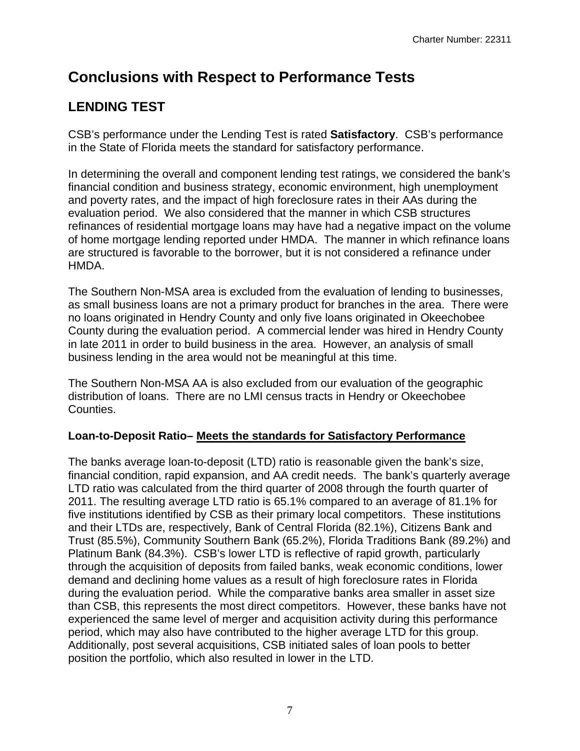# Conclusions with Respect to Performance Tests

## LENDING TEST

CSB's performance under the Lending Test is rated **Satisfactory**. CSB's performance in the State of Florida meets the standard for satisfactory performance.

In determining the overall and component lending test ratings, we considered the bank's financial condition and business strategy, economic environment, high unemployment and poverty rates, and the impact of high foreclosure rates in their AAs during the evaluation period. We also considered that the manner in which CSB structures refinances of residential mortgage loans may have had a negative impact on the volume of home mortgage lending reported under HMDA. The manner in which refinance loans are structured is favorable to the borrower, but it is not considered a refinance under HMDA.

The Southern Non-MSA area is excluded from the evaluation of lending to businesses, as small business loans are not a primary product for branches in the area. There were no loans originated in Hendry County and only five loans originated in Okeechobee County during the evaluation period. A commercial lender was hired in Hendry County in late 2011 in order to build business in the area. However, an analysis of small business lending in the area would not be meaningful at this time.

The Southern Non-MSA AA is also excluded from our evaluation of the geographic distribution of loans. There are no LMI census tracts in Hendry or Okeechobee Counties.

**Loan-to-Deposit Ratio– Meets the standards for Satisfactory Performance**

The banks average loan-to-deposit (LTD) ratio is reasonable given the bank's size, financial condition, rapid expansion, and AA credit needs. The bank's quarterly average LTD ratio was calculated from the third quarter of 2008 through the fourth quarter of 2011. The resulting average LTD ratio is 65.1% compared to an average of 81.1% for five institutions identified by CSB as their primary local competitors. These institutions and their LTDs are, respectively, Bank of Central Florida (82.1%), Citizens Bank and Trust (85.5%), Community Southern Bank (65.2%), Florida Traditions Bank (89.2%) and Platinum Bank (84.3%). CSB's lower LTD is reflective of rapid growth, particularly through the acquisition of deposits from failed banks, weak economic conditions, lower demand and declining home values as a result of high foreclosure rates in Florida during the evaluation period. While the comparative banks area smaller in asset size than CSB, this represents the most direct competitors. However, these banks have not experienced the same level of merger and acquisition activity during this performance period, which may also have contributed to the higher average LTD for this group. Additionally, post several acquisitions, CSB initiated sales of loan pools to better position the portfolio, which also resulted in lower in the LTD.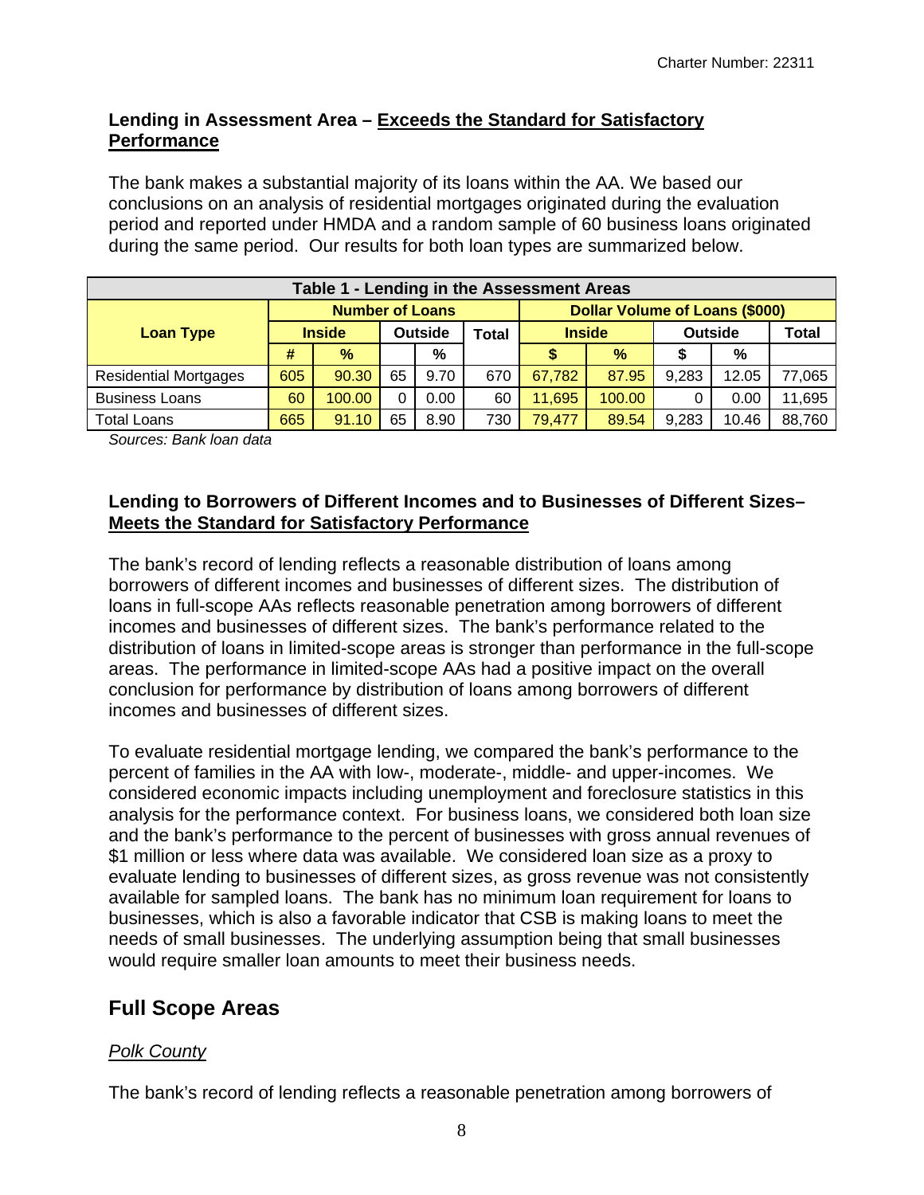**Lending in Assessment Area – Exceeds the Standard for Satisfactory Performance**

The bank makes a substantial majority of its loans within the AA. We based our conclusions on an analysis of residential mortgages originated during the evaluation period and reported under HMDA and a random sample of 60 business loans originated during the same period. Our results for both loan types are summarized below.

| Table 1 - Lending in the Assessment Areas | | | | | | | | | | |
|---|---|---|---|---|---|---|---|---|---|---|
| Loan Type | Number of Loans | | | | | Dollar Volume of Loans ($000) | | | | |
| | Inside | | Outside | | Total | Inside | | Outside | | Total |
| | # | % | | % | | $ | % | $ | % | |
| Residential Mortgages | 605 | 90.30 | 65 | 9.70 | 670 | 67,782 | 87.95 | 9,283 | 12.05 | 77,065 |
| Business Loans | 60 | 100.00 | 0 | 0.00 | 60 | 11,695 | 100.00 | 0 | 0.00 | 11,695 |
| Total Loans | 665 | 91.10 | 65 | 8.90 | 730 | 79,477 | 89.54 | 9,283 | 10.46 | 88,760 |

*Sources: Bank loan data*

**Lending to Borrowers of Different Incomes and to Businesses of Different Sizes– Meets the Standard for Satisfactory Performance**

The bank's record of lending reflects a reasonable distribution of loans among borrowers of different incomes and businesses of different sizes. The distribution of loans in full-scope AAs reflects reasonable penetration among borrowers of different incomes and businesses of different sizes. The bank's performance related to the distribution of loans in limited-scope areas is stronger than performance in the full-scope areas. The performance in limited-scope AAs had a positive impact on the overall conclusion for performance by distribution of loans among borrowers of different incomes and businesses of different sizes.

To evaluate residential mortgage lending, we compared the bank's performance to the percent of families in the AA with low-, moderate-, middle- and upper-incomes. We considered economic impacts including unemployment and foreclosure statistics in this analysis for the performance context. For business loans, we considered both loan size and the bank's performance to the percent of businesses with gross annual revenues of $1 million or less where data was available. We considered loan size as a proxy to evaluate lending to businesses of different sizes, as gross revenue was not consistently available for sampled loans. The bank has no minimum loan requirement for loans to businesses, which is also a favorable indicator that CSB is making loans to meet the needs of small businesses. The underlying assumption being that small businesses would require smaller loan amounts to meet their business needs.

## Full Scope Areas

### *Polk County*

The bank's record of lending reflects a reasonable penetration among borrowers of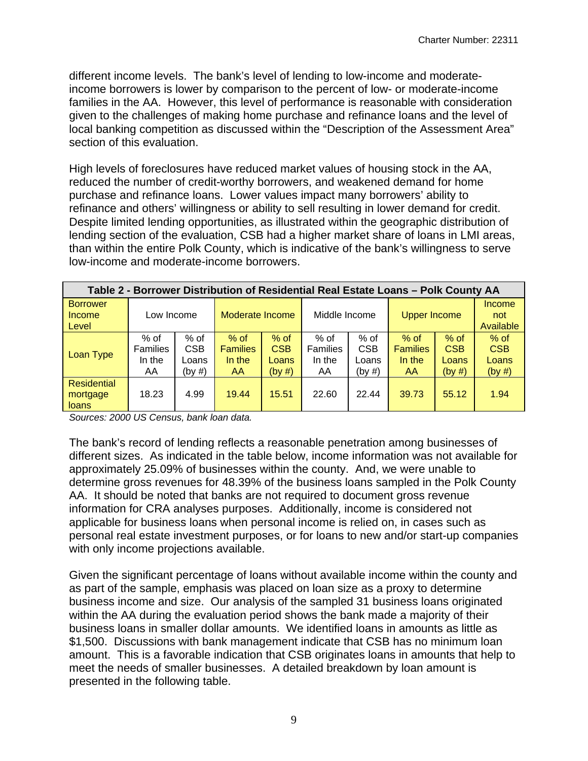different income levels. The bank's level of lending to low-income and moderate-income borrowers is lower by comparison to the percent of low- or moderate-income families in the AA. However, this level of performance is reasonable with consideration given to the challenges of making home purchase and refinance loans and the level of local banking competition as discussed within the "Description of the Assessment Area" section of this evaluation.

High levels of foreclosures have reduced market values of housing stock in the AA, reduced the number of credit-worthy borrowers, and weakened demand for home purchase and refinance loans. Lower values impact many borrowers' ability to refinance and others' willingness or ability to sell resulting in lower demand for credit. Despite limited lending opportunities, as illustrated within the geographic distribution of lending section of the evaluation, CSB had a higher market share of loans in LMI areas, than within the entire Polk County, which is indicative of the bank's willingness to serve low-income and moderate-income borrowers.

| **Table 2 - Borrower Distribution of Residential Real Estate Loans – Polk County AA** | | | | | | | | | |
|---|---|---|---|---|---|---|---|---|---|
| Borrower Income Level | Low Income | | Moderate Income | | Middle Income | | Upper Income | | Income not Available |
| Loan Type | % of Families In the AA | % of CSB Loans (by #) | % of Families In the AA | % of CSB Loans (by #) | % of Families In the AA | % of CSB Loans (by #) | % of Families In the AA | % of CSB Loans (by #) | % of CSB Loans (by #) |
| Residential mortgage loans | 18.23 | 4.99 | 19.44 | 15.51 | 22.60 | 22.44 | 39.73 | 55.12 | 1.94 |

*Sources: 2000 US Census, bank loan data.*

The bank's record of lending reflects a reasonable penetration among businesses of different sizes. As indicated in the table below, income information was not available for approximately 25.09% of businesses within the county. And, we were unable to determine gross revenues for 48.39% of the business loans sampled in the Polk County AA. It should be noted that banks are not required to document gross revenue information for CRA analyses purposes. Additionally, income is considered not applicable for business loans when personal income is relied on, in cases such as personal real estate investment purposes, or for loans to new and/or start-up companies with only income projections available.

Given the significant percentage of loans without available income within the county and as part of the sample, emphasis was placed on loan size as a proxy to determine business income and size. Our analysis of the sampled 31 business loans originated within the AA during the evaluation period shows the bank made a majority of their business loans in smaller dollar amounts. We identified loans in amounts as little as $1,500. Discussions with bank management indicate that CSB has no minimum loan amount. This is a favorable indication that CSB originates loans in amounts that help to meet the needs of smaller businesses. A detailed breakdown by loan amount is presented in the following table.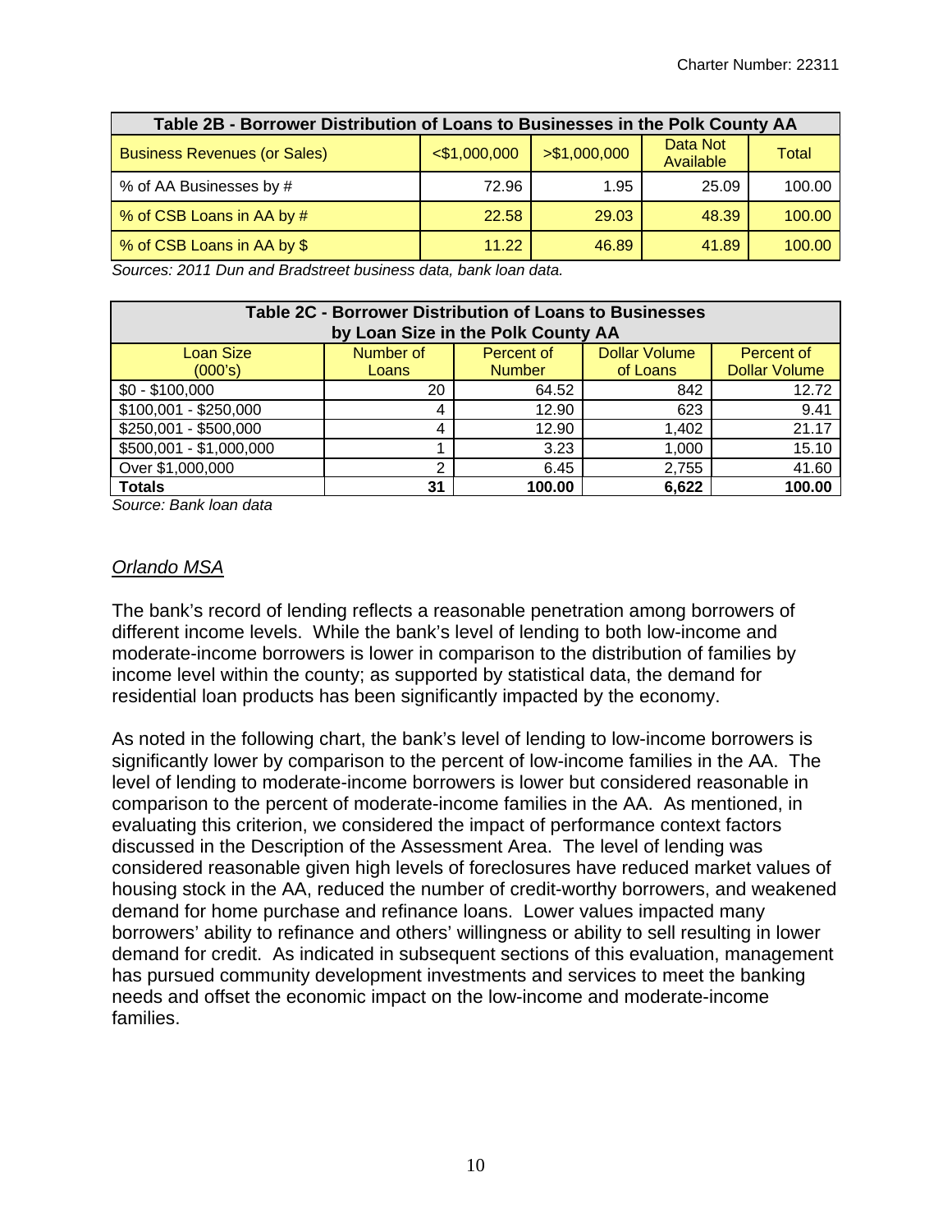| Table 2B - Borrower Distribution of Loans to Businesses in the Polk County AA | | | | |
|---|---|---|---|---|
| Business Revenues (or Sales) | <$1,000,000 | >$1,000,000 | Data Not Available | Total |
| % of AA Businesses by # | 72.96 | 1.95 | 25.09 | 100.00 |
| % of CSB Loans in AA by # | 22.58 | 29.03 | 48.39 | 100.00 |
| % of CSB Loans in AA by $ | 11.22 | 46.89 | 41.89 | 100.00 |

*Sources: 2011 Dun and Bradstreet business data, bank loan data.*

| Table 2C - Borrower Distribution of Loans to Businesses by Loan Size in the Polk County AA | | | | |
|---|---|---|---|---|
| Loan Size (000's) | Number of Loans | Percent of Number | Dollar Volume of Loans | Percent of Dollar Volume |
| $0 - $100,000 | 20 | 64.52 | 842 | 12.72 |
| $100,001 - $250,000 | 4 | 12.90 | 623 | 9.41 |
| $250,001 - $500,000 | 4 | 12.90 | 1,402 | 21.17 |
| $500,001 - $1,000,000 | 1 | 3.23 | 1,000 | 15.10 |
| Over $1,000,000 | 2 | 6.45 | 2,755 | 41.60 |
| **Totals** | **31** | **100.00** | **6,622** | **100.00** |

*Source: Bank loan data*

## *Orlando MSA*

The bank's record of lending reflects a reasonable penetration among borrowers of different income levels. While the bank's level of lending to both low-income and moderate-income borrowers is lower in comparison to the distribution of families by income level within the county; as supported by statistical data, the demand for residential loan products has been significantly impacted by the economy.

As noted in the following chart, the bank's level of lending to low-income borrowers is significantly lower by comparison to the percent of low-income families in the AA. The level of lending to moderate-income borrowers is lower but considered reasonable in comparison to the percent of moderate-income families in the AA. As mentioned, in evaluating this criterion, we considered the impact of performance context factors discussed in the Description of the Assessment Area. The level of lending was considered reasonable given high levels of foreclosures have reduced market values of housing stock in the AA, reduced the number of credit-worthy borrowers, and weakened demand for home purchase and refinance loans. Lower values impacted many borrowers' ability to refinance and others' willingness or ability to sell resulting in lower demand for credit. As indicated in subsequent sections of this evaluation, management has pursued community development investments and services to meet the banking needs and offset the economic impact on the low-income and moderate-income families.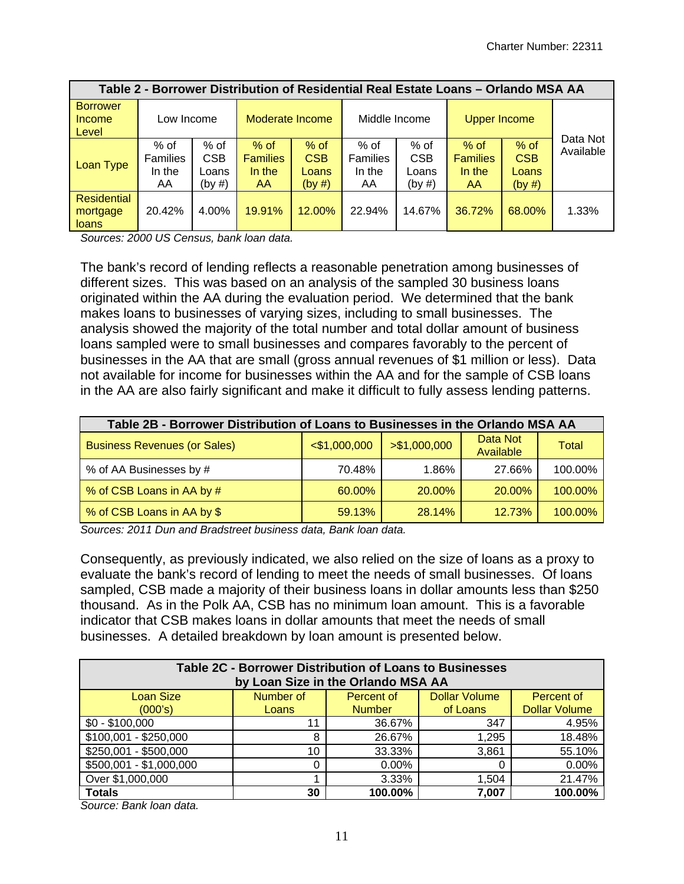| Table 2 - Borrower Distribution of Residential Real Estate Loans – Orlando MSA AA | | | | | | | | | |
|---|---|---|---|---|---|---|---|---|---|
| Borrower Income Level | Low Income | | Moderate Income | | Middle Income | | Upper Income | | Data Not Available |
| Loan Type | % of Families In the AA | % of CSB Loans (by #) | % of Families In the AA | % of CSB Loans (by #) | % of Families In the AA | % of CSB Loans (by #) | % of Families In the AA | % of CSB Loans (by #) | |
| Residential mortgage loans | 20.42% | 4.00% | 19.91% | 12.00% | 22.94% | 14.67% | 36.72% | 68.00% | 1.33% |

*Sources: 2000 US Census, bank loan data.*

The bank's record of lending reflects a reasonable penetration among businesses of different sizes. This was based on an analysis of the sampled 30 business loans originated within the AA during the evaluation period. We determined that the bank makes loans to businesses of varying sizes, including to small businesses. The analysis showed the majority of the total number and total dollar amount of business loans sampled were to small businesses and compares favorably to the percent of businesses in the AA that are small (gross annual revenues of $1 million or less). Data not available for income for businesses within the AA and for the sample of CSB loans in the AA are also fairly significant and make it difficult to fully assess lending patterns.

| Table 2B - Borrower Distribution of Loans to Businesses in the Orlando MSA AA | | | | |
|---|---|---|---|---|
| Business Revenues (or Sales) | <$1,000,000 | >$1,000,000 | Data Not Available | Total |
| % of AA Businesses by # | 70.48% | 1.86% | 27.66% | 100.00% |
| % of CSB Loans in AA by # | 60.00% | 20.00% | 20.00% | 100.00% |
| % of CSB Loans in AA by $ | 59.13% | 28.14% | 12.73% | 100.00% |

*Sources: 2011 Dun and Bradstreet business data, Bank loan data.*

Consequently, as previously indicated, we also relied on the size of loans as a proxy to evaluate the bank's record of lending to meet the needs of small businesses. Of loans sampled, CSB made a majority of their business loans in dollar amounts less than $250 thousand. As in the Polk AA, CSB has no minimum loan amount. This is a favorable indicator that CSB makes loans in dollar amounts that meet the needs of small businesses. A detailed breakdown by loan amount is presented below.

| Table 2C - Borrower Distribution of Loans to Businesses by Loan Size in the Orlando MSA AA | | | | |
|---|---|---|---|---|
| Loan Size (000's) | Number of Loans | Percent of Number | Dollar Volume of Loans | Percent of Dollar Volume |
| $0 - $100,000 | 11 | 36.67% | 347 | 4.95% |
| $100,001 - $250,000 | 8 | 26.67% | 1,295 | 18.48% |
| $250,001 - $500,000 | 10 | 33.33% | 3,861 | 55.10% |
| $500,001 - $1,000,000 | 0 | 0.00% | 0 | 0.00% |
| Over $1,000,000 | 1 | 3.33% | 1,504 | 21.47% |
| **Totals** | **30** | **100.00%** | **7,007** | **100.00%** |

*Source: Bank loan data.*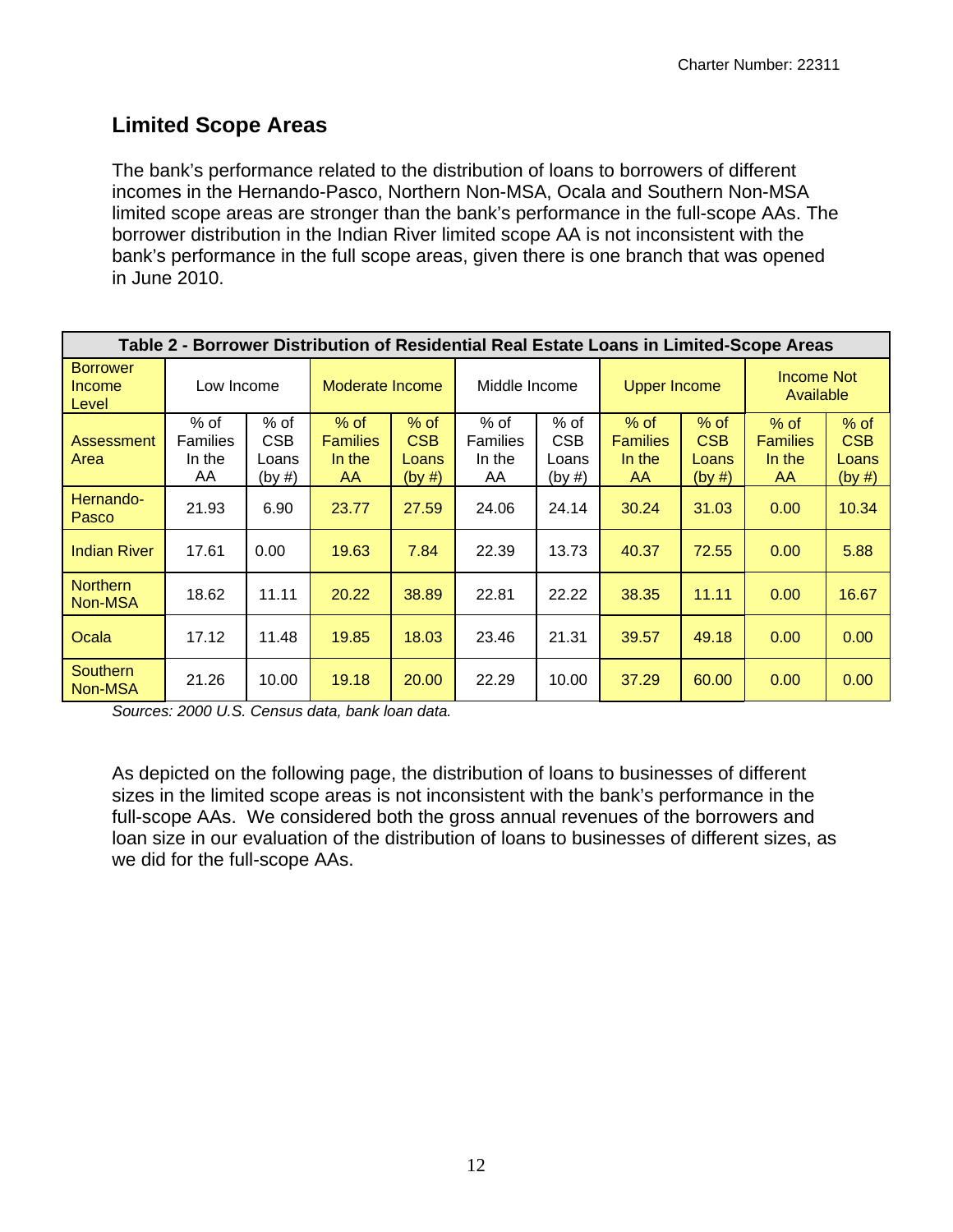## Limited Scope Areas

The bank's performance related to the distribution of loans to borrowers of different incomes in the Hernando-Pasco, Northern Non-MSA, Ocala and Southern Non-MSA limited scope areas are stronger than the bank's performance in the full-scope AAs. The borrower distribution in the Indian River limited scope AA is not inconsistent with the bank's performance in the full scope areas, given there is one branch that was opened in June 2010.

**Table 2 - Borrower Distribution of Residential Real Estate Loans in Limited-Scope Areas**

| Borrower Income Level | Low Income | | Moderate Income | | Middle Income | | Upper Income | | Income Not Available | |
|---|---|---|---|---|---|---|---|---|---|---|
| Assessment Area | % of Families In the AA | % of CSB Loans (by #) | % of Families In the AA | % of CSB Loans (by #) | % of Families In the AA | % of CSB Loans (by #) | % of Families In the AA | % of CSB Loans (by #) | % of Families In the AA | % of CSB Loans (by #) |
| Hernando-Pasco | 21.93 | 6.90 | 23.77 | 27.59 | 24.06 | 24.14 | 30.24 | 31.03 | 0.00 | 10.34 |
| Indian River | 17.61 | 0.00 | 19.63 | 7.84 | 22.39 | 13.73 | 40.37 | 72.55 | 0.00 | 5.88 |
| Northern Non-MSA | 18.62 | 11.11 | 20.22 | 38.89 | 22.81 | 22.22 | 38.35 | 11.11 | 0.00 | 16.67 |
| Ocala | 17.12 | 11.48 | 19.85 | 18.03 | 23.46 | 21.31 | 39.57 | 49.18 | 0.00 | 0.00 |
| Southern Non-MSA | 21.26 | 10.00 | 19.18 | 20.00 | 22.29 | 10.00 | 37.29 | 60.00 | 0.00 | 0.00 |

*Sources: 2000 U.S. Census data, bank loan data.*

As depicted on the following page, the distribution of loans to businesses of different sizes in the limited scope areas is not inconsistent with the bank's performance in the full-scope AAs. We considered both the gross annual revenues of the borrowers and loan size in our evaluation of the distribution of loans to businesses of different sizes, as we did for the full-scope AAs.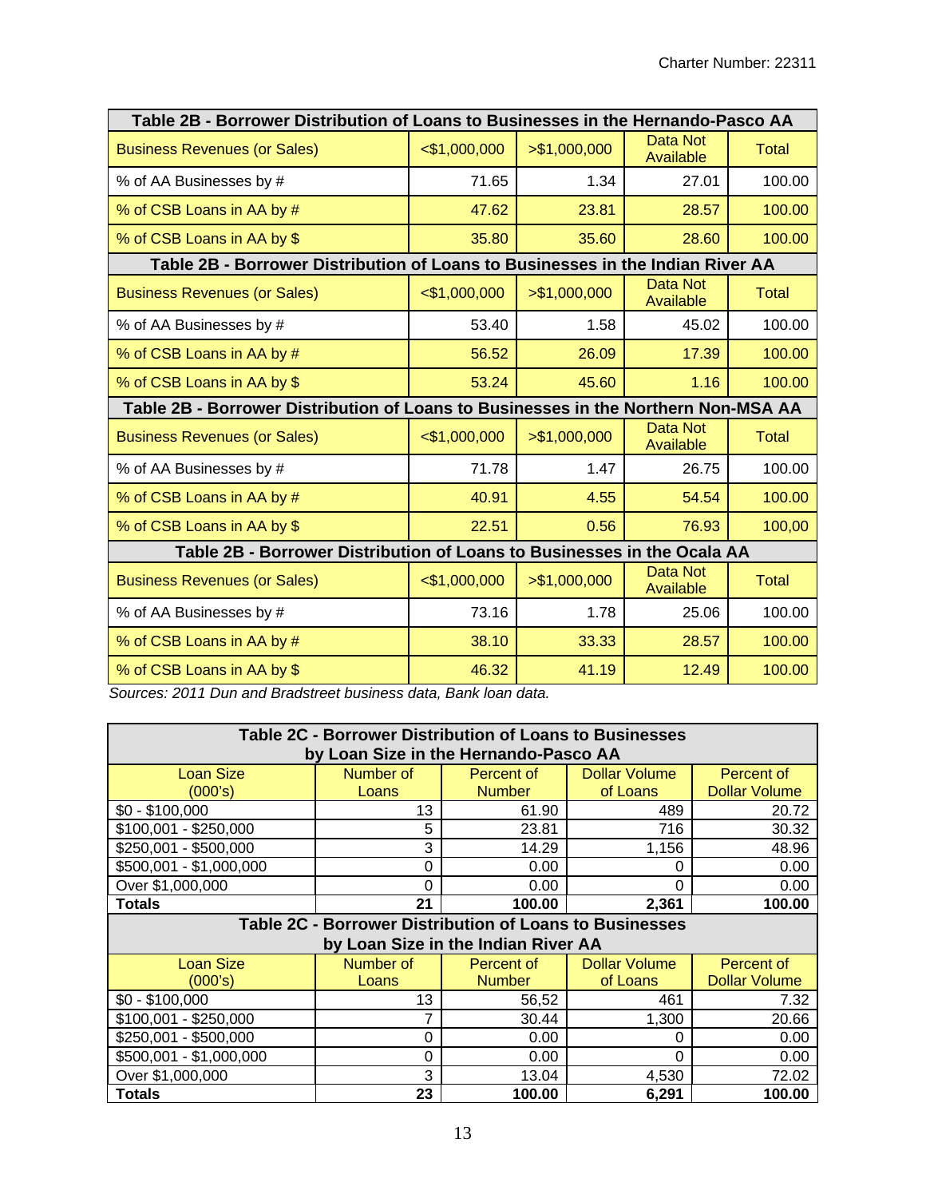| Table 2B - Borrower Distribution of Loans to Businesses in the Hernando-Pasco AA | | | | |
|---|---|---|---|---|
| Business Revenues (or Sales) | <$1,000,000 | >$1,000,000 | Data Not Available | Total |
| % of AA Businesses by # | 71.65 | 1.34 | 27.01 | 100.00 |
| % of CSB Loans in AA by # | 47.62 | 23.81 | 28.57 | 100.00 |
| % of CSB Loans in AA by $ | 35.80 | 35.60 | 28.60 | 100.00 |

| Table 2B - Borrower Distribution of Loans to Businesses in the Indian River AA | | | | |
|---|---|---|---|---|
| Business Revenues (or Sales) | <$1,000,000 | >$1,000,000 | Data Not Available | Total |
| % of AA Businesses by # | 53.40 | 1.58 | 45.02 | 100.00 |
| % of CSB Loans in AA by # | 56.52 | 26.09 | 17.39 | 100.00 |
| % of CSB Loans in AA by $ | 53.24 | 45.60 | 1.16 | 100.00 |

| Table 2B - Borrower Distribution of Loans to Businesses in the Northern Non-MSA AA | | | | |
|---|---|---|---|---|
| Business Revenues (or Sales) | <$1,000,000 | >$1,000,000 | Data Not Available | Total |
| % of AA Businesses by # | 71.78 | 1.47 | 26.75 | 100.00 |
| % of CSB Loans in AA by # | 40.91 | 4.55 | 54.54 | 100.00 |
| % of CSB Loans in AA by $ | 22.51 | 0.56 | 76.93 | 100,00 |

| Table 2B - Borrower Distribution of Loans to Businesses in the Ocala AA | | | | |
|---|---|---|---|---|
| Business Revenues (or Sales) | <$1,000,000 | >$1,000,000 | Data Not Available | Total |
| % of AA Businesses by # | 73.16 | 1.78 | 25.06 | 100.00 |
| % of CSB Loans in AA by # | 38.10 | 33.33 | 28.57 | 100.00 |
| % of CSB Loans in AA by $ | 46.32 | 41.19 | 12.49 | 100.00 |

*Sources: 2011 Dun and Bradstreet business data, Bank loan data.*

| Table 2C - Borrower Distribution of Loans to Businesses by Loan Size in the Hernando-Pasco AA | | | | |
|---|---|---|---|---|
| Loan Size (000's) | Number of Loans | Percent of Number | Dollar Volume of Loans | Percent of Dollar Volume |
| $0 - $100,000 | 13 | 61.90 | 489 | 20.72 |
| $100,001 - $250,000 | 5 | 23.81 | 716 | 30.32 |
| $250,001 - $500,000 | 3 | 14.29 | 1,156 | 48.96 |
| $500,001 - $1,000,000 | 0 | 0.00 | 0 | 0.00 |
| Over $1,000,000 | 0 | 0.00 | 0 | 0.00 |
| **Totals** | **21** | **100.00** | **2,361** | **100.00** |

| Table 2C - Borrower Distribution of Loans to Businesses by Loan Size in the Indian River AA | | | | |
|---|---|---|---|---|
| Loan Size (000's) | Number of Loans | Percent of Number | Dollar Volume of Loans | Percent of Dollar Volume |
| $0 - $100,000 | 13 | 56,52 | 461 | 7.32 |
| $100,001 - $250,000 | 7 | 30.44 | 1,300 | 20.66 |
| $250,001 - $500,000 | 0 | 0.00 | 0 | 0.00 |
| $500,001 - $1,000,000 | 0 | 0.00 | 0 | 0.00 |
| Over $1,000,000 | 3 | 13.04 | 4,530 | 72.02 |
| **Totals** | **23** | **100.00** | **6,291** | **100.00** |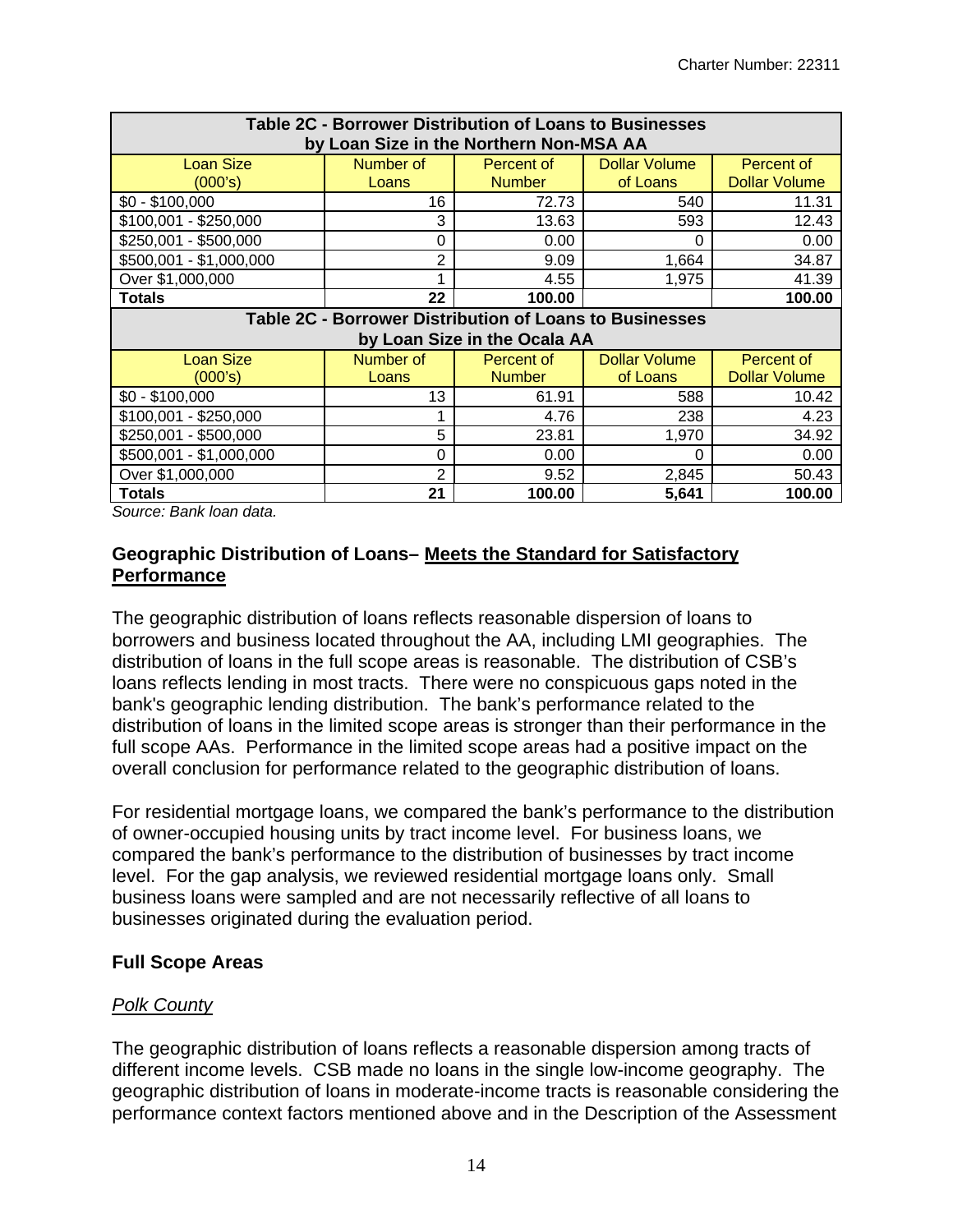| Table 2C - Borrower Distribution of Loans to Businesses by Loan Size in the Northern Non-MSA AA | | | | |
|---|---|---|---|---|
| Loan Size (000's) | Number of Loans | Percent of Number | Dollar Volume of Loans | Percent of Dollar Volume |
| $0 - $100,000 | 16 | 72.73 | 540 | 11.31 |
| $100,001 - $250,000 | 3 | 13.63 | 593 | 12.43 |
| $250,001 - $500,000 | 0 | 0.00 | 0 | 0.00 |
| $500,001 - $1,000,000 | 2 | 9.09 | 1,664 | 34.87 |
| Over $1,000,000 | 1 | 4.55 | 1,975 | 41.39 |
| **Totals** | **22** | **100.00** | | **100.00** |

| Table 2C - Borrower Distribution of Loans to Businesses by Loan Size in the Ocala AA | | | | |
|---|---|---|---|---|
| Loan Size (000's) | Number of Loans | Percent of Number | Dollar Volume of Loans | Percent of Dollar Volume |
| $0 - $100,000 | 13 | 61.91 | 588 | 10.42 |
| $100,001 - $250,000 | 1 | 4.76 | 238 | 4.23 |
| $250,001 - $500,000 | 5 | 23.81 | 1,970 | 34.92 |
| $500,001 - $1,000,000 | 0 | 0.00 | 0 | 0.00 |
| Over $1,000,000 | 2 | 9.52 | 2,845 | 50.43 |
| **Totals** | **21** | **100.00** | **5,641** | **100.00** |

*Source: Bank loan data.*

## Geographic Distribution of Loans– <u>Meets the Standard for Satisfactory Performance</u>

The geographic distribution of loans reflects reasonable dispersion of loans to borrowers and business located throughout the AA, including LMI geographies. The distribution of loans in the full scope areas is reasonable. The distribution of CSB's loans reflects lending in most tracts. There were no conspicuous gaps noted in the bank's geographic lending distribution. The bank's performance related to the distribution of loans in the limited scope areas is stronger than their performance in the full scope AAs. Performance in the limited scope areas had a positive impact on the overall conclusion for performance related to the geographic distribution of loans.

For residential mortgage loans, we compared the bank's performance to the distribution of owner-occupied housing units by tract income level. For business loans, we compared the bank's performance to the distribution of businesses by tract income level. For the gap analysis, we reviewed residential mortgage loans only. Small business loans were sampled and are not necessarily reflective of all loans to businesses originated during the evaluation period.

### Full Scope Areas

*<u>Polk County</u>*

The geographic distribution of loans reflects a reasonable dispersion among tracts of different income levels. CSB made no loans in the single low-income geography. The geographic distribution of loans in moderate-income tracts is reasonable considering the performance context factors mentioned above and in the Description of the Assessment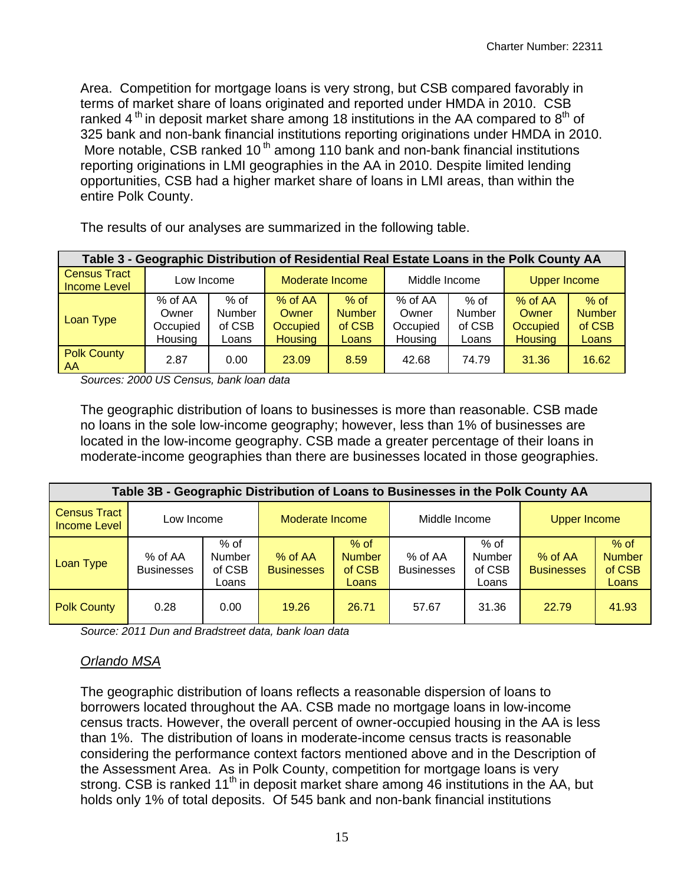Area. Competition for mortgage loans is very strong, but CSB compared favorably in terms of market share of loans originated and reported under HMDA in 2010. CSB ranked 4th in deposit market share among 18 institutions in the AA compared to 8th of 325 bank and non-bank financial institutions reporting originations under HMDA in 2010. More notable, CSB ranked 10th among 110 bank and non-bank financial institutions reporting originations in LMI geographies in the AA in 2010. Despite limited lending opportunities, CSB had a higher market share of loans in LMI areas, than within the entire Polk County.

The results of our analyses are summarized in the following table.

| Table 3 - Geographic Distribution of Residential Real Estate Loans in the Polk County AA | | | | | | | | |
|---|---|---|---|---|---|---|---|---|
| Census Tract Income Level | Low Income | | Moderate Income | | Middle Income | | Upper Income | |
| Loan Type | % of AA Owner Occupied Housing | % of Number of CSB Loans | % of AA Owner Occupied Housing | % of Number of CSB Loans | % of AA Owner Occupied Housing | % of Number of CSB Loans | % of AA Owner Occupied Housing | % of Number of CSB Loans |
| Polk County AA | 2.87 | 0.00 | 23.09 | 8.59 | 42.68 | 74.79 | 31.36 | 16.62 |

*Sources: 2000 US Census, bank loan data*

The geographic distribution of loans to businesses is more than reasonable. CSB made no loans in the sole low-income geography; however, less than 1% of businesses are located in the low-income geography. CSB made a greater percentage of their loans in moderate-income geographies than there are businesses located in those geographies.

| Table 3B - Geographic Distribution of Loans to Businesses in the Polk County AA | | | | | | | | |
|---|---|---|---|---|---|---|---|---|
| Census Tract Income Level | Low Income | | Moderate Income | | Middle Income | | Upper Income | |
| Loan Type | % of AA Businesses | % of Number of CSB Loans | % of AA Businesses | % of Number of CSB Loans | % of AA Businesses | % of Number of CSB Loans | % of AA Businesses | % of Number of CSB Loans |
| Polk County | 0.28 | 0.00 | 19.26 | 26.71 | 57.67 | 31.36 | 22.79 | 41.93 |

*Source: 2011 Dun and Bradstreet data, bank loan data*

*Orlando MSA*

The geographic distribution of loans reflects a reasonable dispersion of loans to borrowers located throughout the AA. CSB made no mortgage loans in low-income census tracts. However, the overall percent of owner-occupied housing in the AA is less than 1%. The distribution of loans in moderate-income census tracts is reasonable considering the performance context factors mentioned above and in the Description of the Assessment Area. As in Polk County, competition for mortgage loans is very strong. CSB is ranked 11th in deposit market share among 46 institutions in the AA, but holds only 1% of total deposits. Of 545 bank and non-bank financial institutions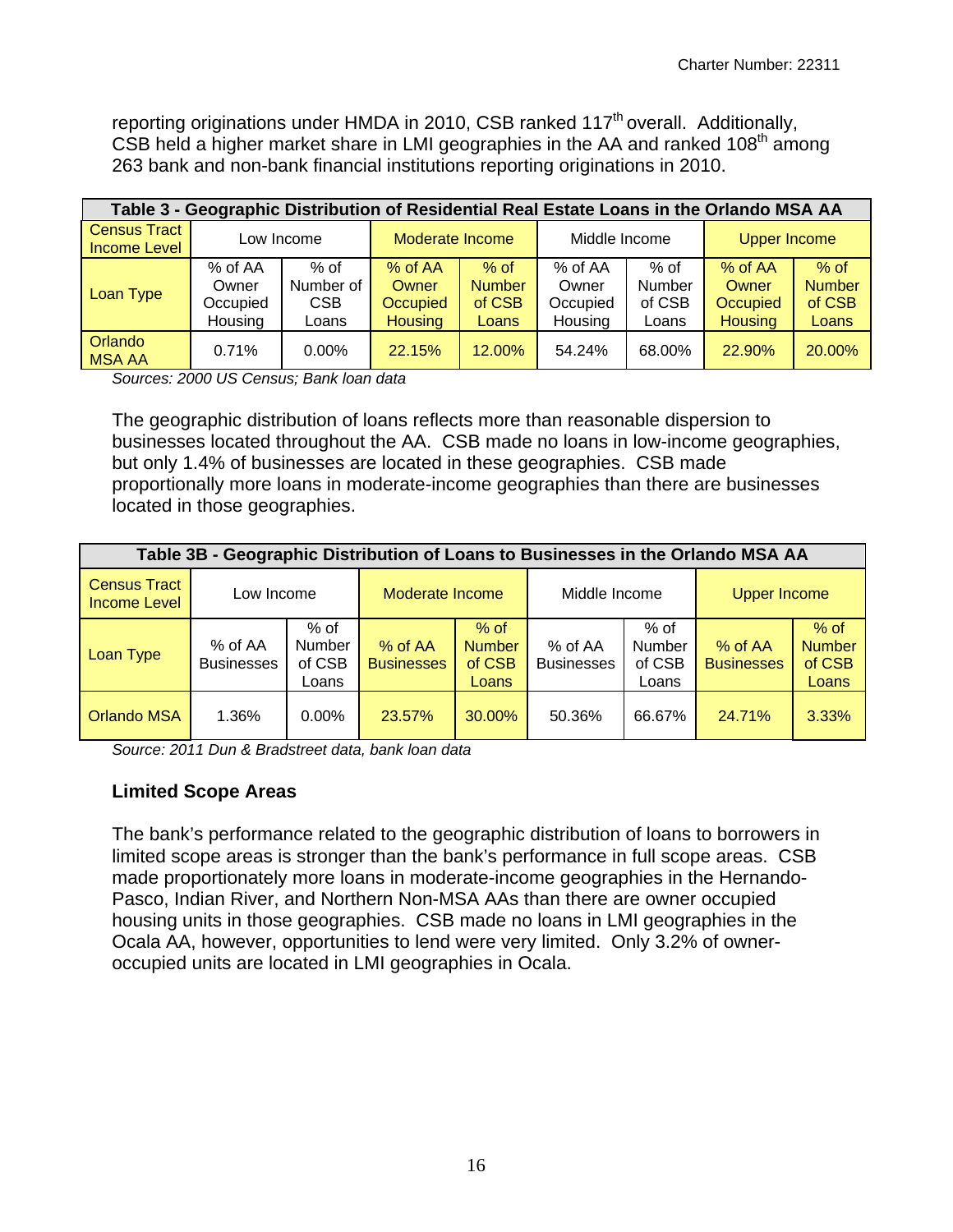reporting originations under HMDA in 2010, CSB ranked 117th overall. Additionally, CSB held a higher market share in LMI geographies in the AA and ranked 108th among 263 bank and non-bank financial institutions reporting originations in 2010.

| Table 3 - Geographic Distribution of Residential Real Estate Loans in the Orlando MSA AA | | | | | | | | |
|---|---|---|---|---|---|---|---|---|
| Census Tract Income Level | Low Income | | Moderate Income | | Middle Income | | Upper Income | |
| Loan Type | % of AA Owner Occupied Housing | % of Number of CSB Loans | % of AA Owner Occupied Housing | % of Number of CSB Loans | % of AA Owner Occupied Housing | % of Number of CSB Loans | % of AA Owner Occupied Housing | % of Number of CSB Loans |
| Orlando MSA AA | 0.71% | 0.00% | 22.15% | 12.00% | 54.24% | 68.00% | 22.90% | 20.00% |

*Sources: 2000 US Census; Bank loan data*

The geographic distribution of loans reflects more than reasonable dispersion to businesses located throughout the AA. CSB made no loans in low-income geographies, but only 1.4% of businesses are located in these geographies. CSB made proportionally more loans in moderate-income geographies than there are businesses located in those geographies.

| Table 3B - Geographic Distribution of Loans to Businesses in the Orlando MSA AA | | | | | | | | |
|---|---|---|---|---|---|---|---|---|
| Census Tract Income Level | Low Income | | Moderate Income | | Middle Income | | Upper Income | |
| Loan Type | % of AA Businesses | % of Number of CSB Loans | % of AA Businesses | % of Number of CSB Loans | % of AA Businesses | % of Number of CSB Loans | % of AA Businesses | % of Number of CSB Loans |
| Orlando MSA | 1.36% | 0.00% | 23.57% | 30.00% | 50.36% | 66.67% | 24.71% | 3.33% |

*Source: 2011 Dun & Bradstreet data, bank loan data*

### Limited Scope Areas

The bank's performance related to the geographic distribution of loans to borrowers in limited scope areas is stronger than the bank's performance in full scope areas. CSB made proportionately more loans in moderate-income geographies in the Hernando-Pasco, Indian River, and Northern Non-MSA AAs than there are owner occupied housing units in those geographies. CSB made no loans in LMI geographies in the Ocala AA, however, opportunities to lend were very limited. Only 3.2% of owner-occupied units are located in LMI geographies in Ocala.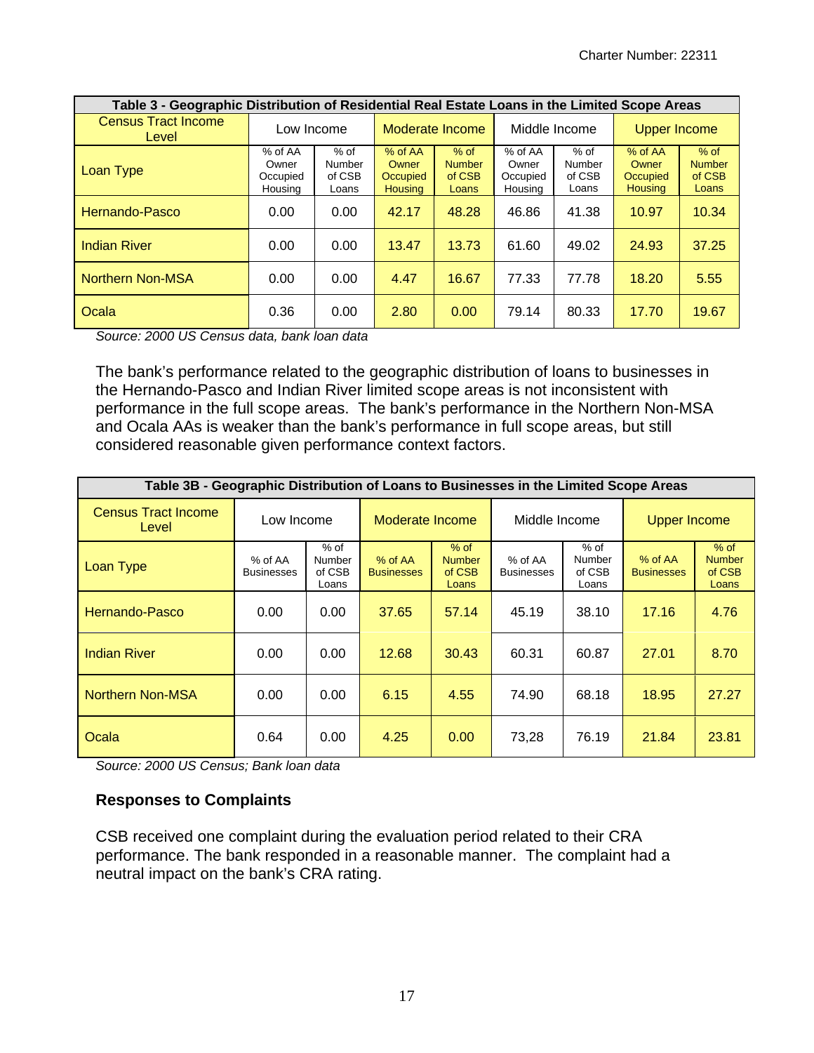| Table 3 - Geographic Distribution of Residential Real Estate Loans in the Limited Scope Areas | | | | | | | | |
|---|---|---|---|---|---|---|---|---|
| Census Tract Income Level | Low Income | | Moderate Income | | Middle Income | | Upper Income | |
| Loan Type | % of AA Owner Occupied Housing | % of Number of CSB Loans | % of AA Owner Occupied Housing | % of Number of CSB Loans | % of AA Owner Occupied Housing | % of Number of CSB Loans | % of AA Owner Occupied Housing | % of Number of CSB Loans |
| Hernando-Pasco | 0.00 | 0.00 | 42.17 | 48.28 | 46.86 | 41.38 | 10.97 | 10.34 |
| Indian River | 0.00 | 0.00 | 13.47 | 13.73 | 61.60 | 49.02 | 24.93 | 37.25 |
| Northern Non-MSA | 0.00 | 0.00 | 4.47 | 16.67 | 77.33 | 77.78 | 18.20 | 5.55 |
| Ocala | 0.36 | 0.00 | 2.80 | 0.00 | 79.14 | 80.33 | 17.70 | 19.67 |

*Source: 2000 US Census data, bank loan data*

The bank's performance related to the geographic distribution of loans to businesses in the Hernando-Pasco and Indian River limited scope areas is not inconsistent with performance in the full scope areas. The bank's performance in the Northern Non-MSA and Ocala AAs is weaker than the bank's performance in full scope areas, but still considered reasonable given performance context factors.

| Table 3B - Geographic Distribution of Loans to Businesses in the Limited Scope Areas | | | | | | | | |
|---|---|---|---|---|---|---|---|---|
| Census Tract Income Level | Low Income | | Moderate Income | | Middle Income | | Upper Income | |
| Loan Type | % of AA Businesses | % of Number of CSB Loans | % of AA Businesses | % of Number of CSB Loans | % of AA Businesses | % of Number of CSB Loans | % of AA Businesses | % of Number of CSB Loans |
| Hernando-Pasco | 0.00 | 0.00 | 37.65 | 57.14 | 45.19 | 38.10 | 17.16 | 4.76 |
| Indian River | 0.00 | 0.00 | 12.68 | 30.43 | 60.31 | 60.87 | 27.01 | 8.70 |
| Northern Non-MSA | 0.00 | 0.00 | 6.15 | 4.55 | 74.90 | 68.18 | 18.95 | 27.27 |
| Ocala | 0.64 | 0.00 | 4.25 | 0.00 | 73,28 | 76.19 | 21.84 | 23.81 |

*Source: 2000 US Census; Bank loan data*

### Responses to Complaints

CSB received one complaint during the evaluation period related to their CRA performance. The bank responded in a reasonable manner. The complaint had a neutral impact on the bank's CRA rating.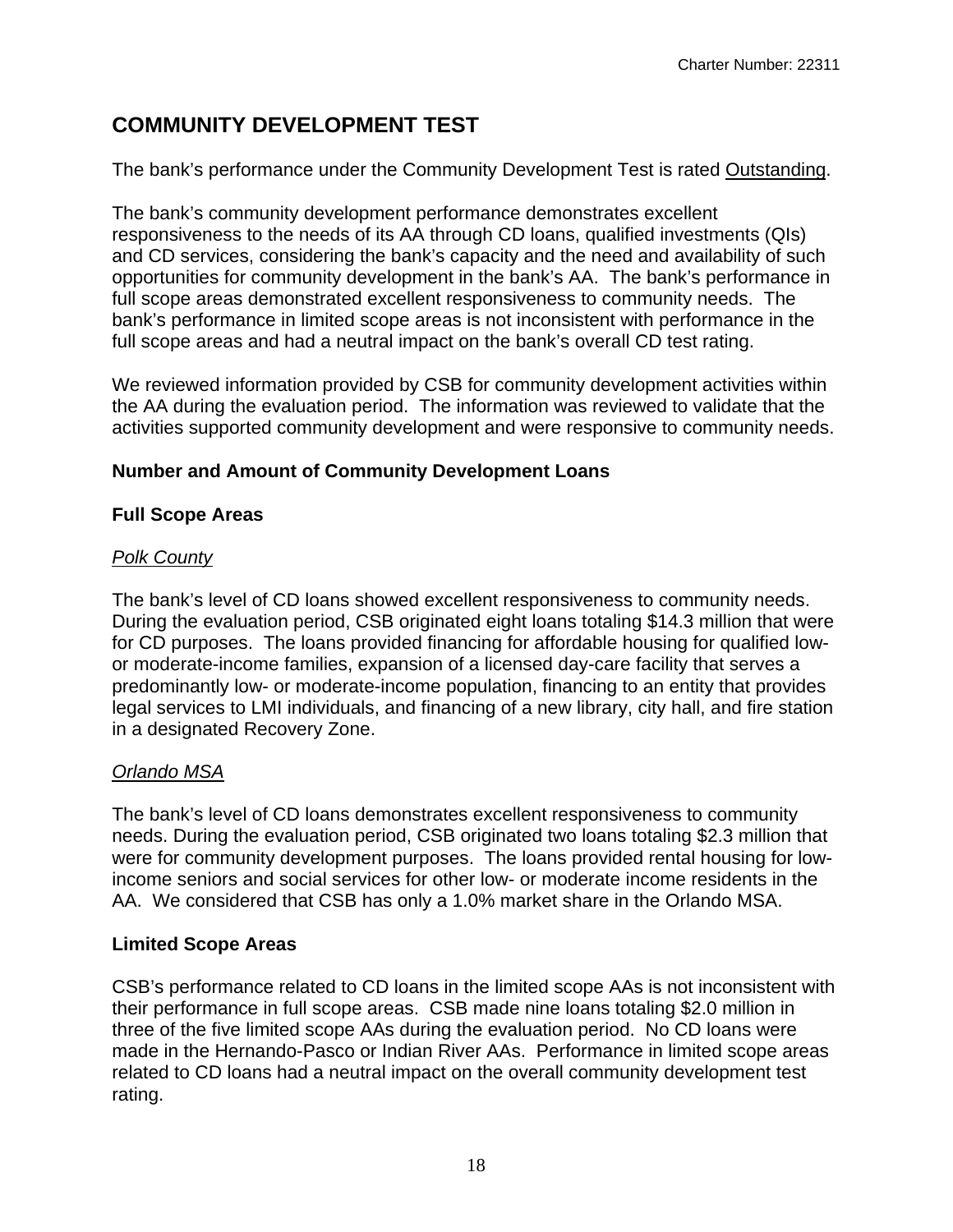# COMMUNITY DEVELOPMENT TEST

The bank's performance under the Community Development Test is rated Outstanding.

The bank's community development performance demonstrates excellent responsiveness to the needs of its AA through CD loans, qualified investments (QIs) and CD services, considering the bank's capacity and the need and availability of such opportunities for community development in the bank's AA. The bank's performance in full scope areas demonstrated excellent responsiveness to community needs. The bank's performance in limited scope areas is not inconsistent with performance in the full scope areas and had a neutral impact on the bank's overall CD test rating.

We reviewed information provided by CSB for community development activities within the AA during the evaluation period. The information was reviewed to validate that the activities supported community development and were responsive to community needs.

### Number and Amount of Community Development Loans

### Full Scope Areas

*Polk County*

The bank's level of CD loans showed excellent responsiveness to community needs. During the evaluation period, CSB originated eight loans totaling $14.3 million that were for CD purposes. The loans provided financing for affordable housing for qualified low- or moderate-income families, expansion of a licensed day-care facility that serves a predominantly low- or moderate-income population, financing to an entity that provides legal services to LMI individuals, and financing of a new library, city hall, and fire station in a designated Recovery Zone.

*Orlando MSA*

The bank's level of CD loans demonstrates excellent responsiveness to community needs. During the evaluation period, CSB originated two loans totaling $2.3 million that were for community development purposes. The loans provided rental housing for low-income seniors and social services for other low- or moderate income residents in the AA. We considered that CSB has only a 1.0% market share in the Orlando MSA.

### Limited Scope Areas

CSB's performance related to CD loans in the limited scope AAs is not inconsistent with their performance in full scope areas. CSB made nine loans totaling $2.0 million in three of the five limited scope AAs during the evaluation period. No CD loans were made in the Hernando-Pasco or Indian River AAs. Performance in limited scope areas related to CD loans had a neutral impact on the overall community development test rating.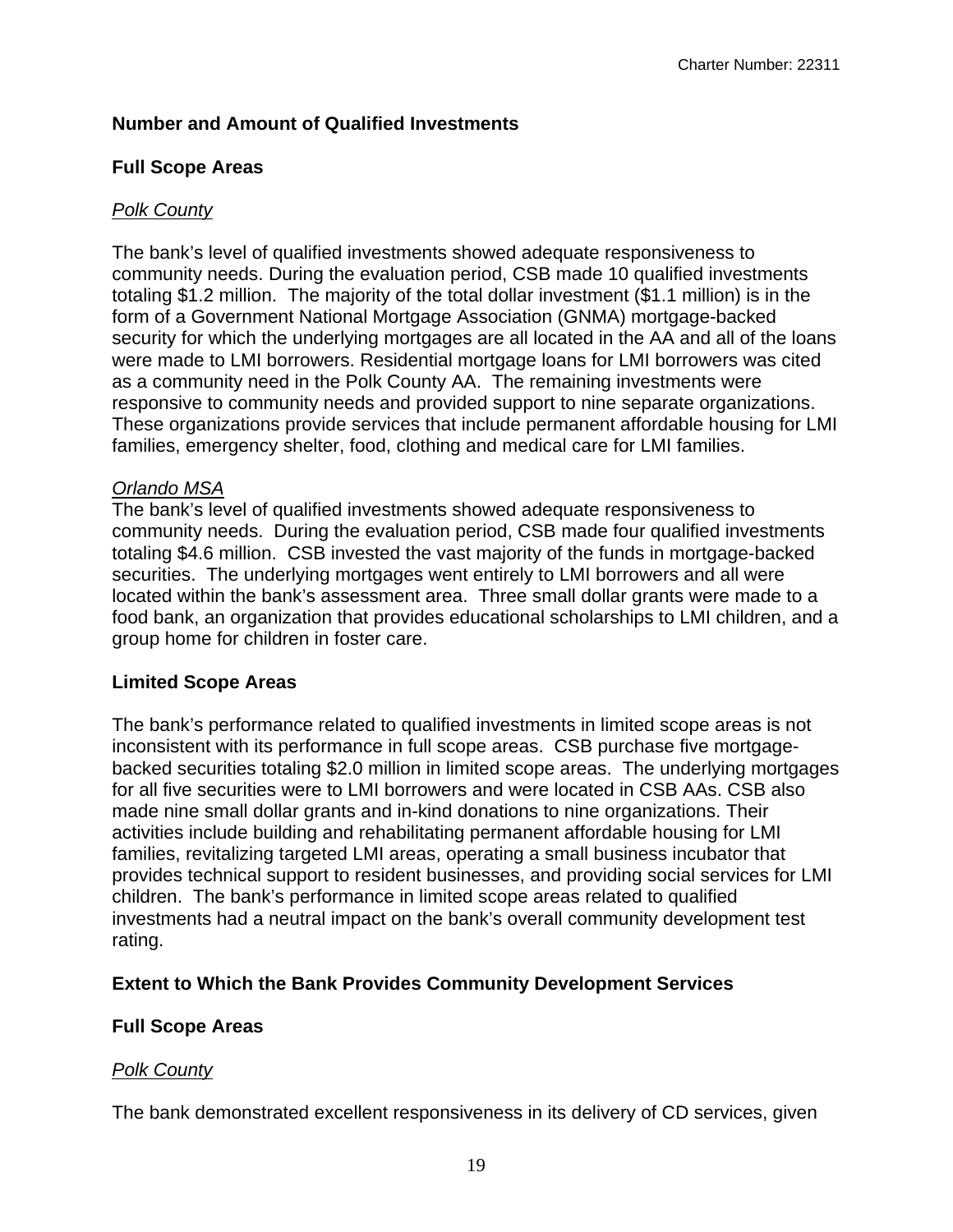### Number and Amount of Qualified Investments

### Full Scope Areas

*Polk County*

The bank's level of qualified investments showed adequate responsiveness to community needs. During the evaluation period, CSB made 10 qualified investments totaling $1.2 million. The majority of the total dollar investment ($1.1 million) is in the form of a Government National Mortgage Association (GNMA) mortgage-backed security for which the underlying mortgages are all located in the AA and all of the loans were made to LMI borrowers. Residential mortgage loans for LMI borrowers was cited as a community need in the Polk County AA. The remaining investments were responsive to community needs and provided support to nine separate organizations. These organizations provide services that include permanent affordable housing for LMI families, emergency shelter, food, clothing and medical care for LMI families.

*Orlando MSA*

The bank's level of qualified investments showed adequate responsiveness to community needs. During the evaluation period, CSB made four qualified investments totaling $4.6 million. CSB invested the vast majority of the funds in mortgage-backed securities. The underlying mortgages went entirely to LMI borrowers and all were located within the bank's assessment area. Three small dollar grants were made to a food bank, an organization that provides educational scholarships to LMI children, and a group home for children in foster care.

### Limited Scope Areas

The bank's performance related to qualified investments in limited scope areas is not inconsistent with its performance in full scope areas. CSB purchase five mortgage-backed securities totaling $2.0 million in limited scope areas. The underlying mortgages for all five securities were to LMI borrowers and were located in CSB AAs. CSB also made nine small dollar grants and in-kind donations to nine organizations. Their activities include building and rehabilitating permanent affordable housing for LMI families, revitalizing targeted LMI areas, operating a small business incubator that provides technical support to resident businesses, and providing social services for LMI children. The bank's performance in limited scope areas related to qualified investments had a neutral impact on the bank's overall community development test rating.

### Extent to Which the Bank Provides Community Development Services

### Full Scope Areas

*Polk County*

The bank demonstrated excellent responsiveness in its delivery of CD services, given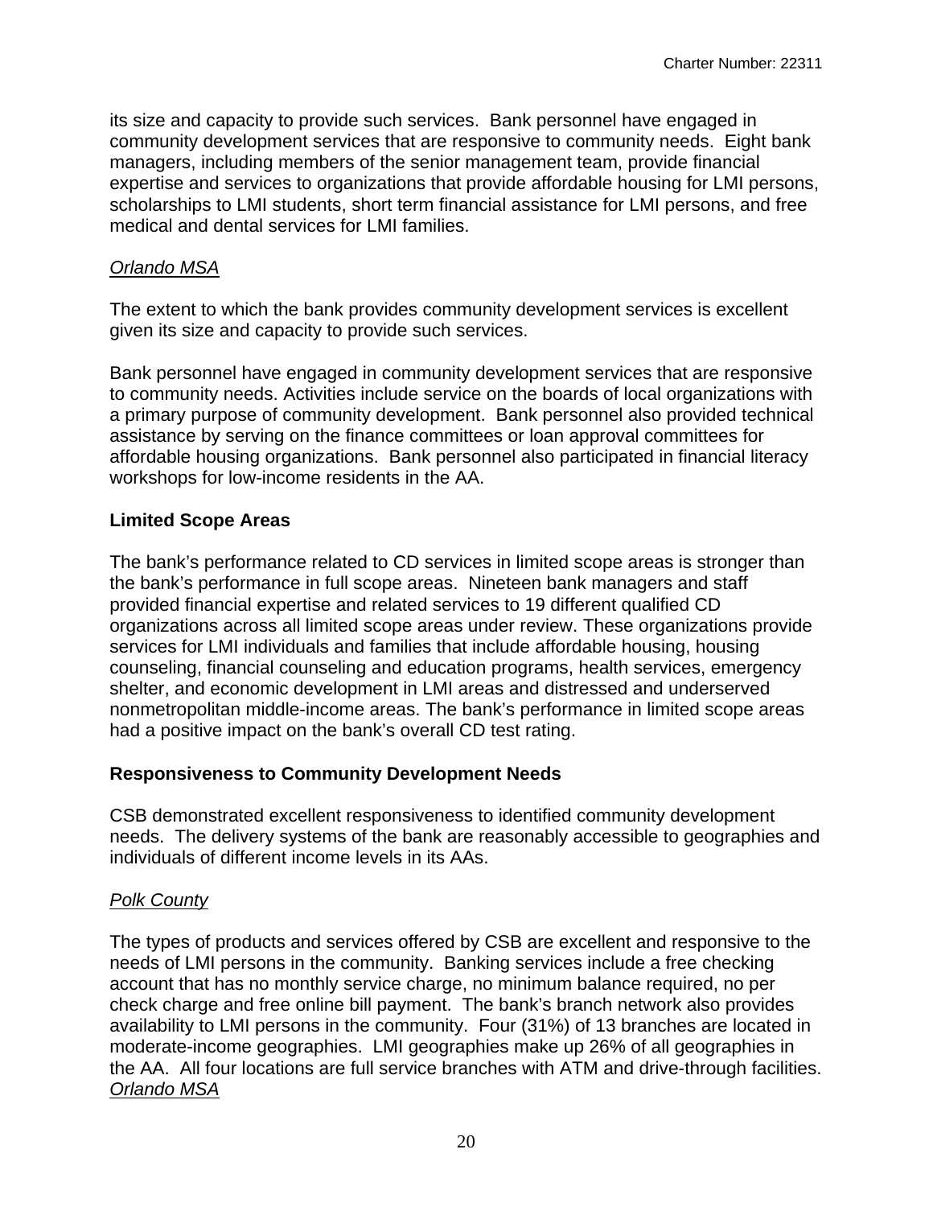its size and capacity to provide such services. Bank personnel have engaged in community development services that are responsive to community needs. Eight bank managers, including members of the senior management team, provide financial expertise and services to organizations that provide affordable housing for LMI persons, scholarships to LMI students, short term financial assistance for LMI persons, and free medical and dental services for LMI families.

*Orlando MSA*

The extent to which the bank provides community development services is excellent given its size and capacity to provide such services.

Bank personnel have engaged in community development services that are responsive to community needs. Activities include service on the boards of local organizations with a primary purpose of community development. Bank personnel also provided technical assistance by serving on the finance committees or loan approval committees for affordable housing organizations. Bank personnel also participated in financial literacy workshops for low-income residents in the AA.

**Limited Scope Areas**

The bank's performance related to CD services in limited scope areas is stronger than the bank's performance in full scope areas. Nineteen bank managers and staff provided financial expertise and related services to 19 different qualified CD organizations across all limited scope areas under review. These organizations provide services for LMI individuals and families that include affordable housing, housing counseling, financial counseling and education programs, health services, emergency shelter, and economic development in LMI areas and distressed and underserved nonmetropolitan middle-income areas. The bank's performance in limited scope areas had a positive impact on the bank's overall CD test rating.

**Responsiveness to Community Development Needs**

CSB demonstrated excellent responsiveness to identified community development needs. The delivery systems of the bank are reasonably accessible to geographies and individuals of different income levels in its AAs.

*Polk County*

The types of products and services offered by CSB are excellent and responsive to the needs of LMI persons in the community. Banking services include a free checking account that has no monthly service charge, no minimum balance required, no per check charge and free online bill payment. The bank's branch network also provides availability to LMI persons in the community. Four (31%) of 13 branches are located in moderate-income geographies. LMI geographies make up 26% of all geographies in the AA. All four locations are full service branches with ATM and drive-through facilities.

*Orlando MSA*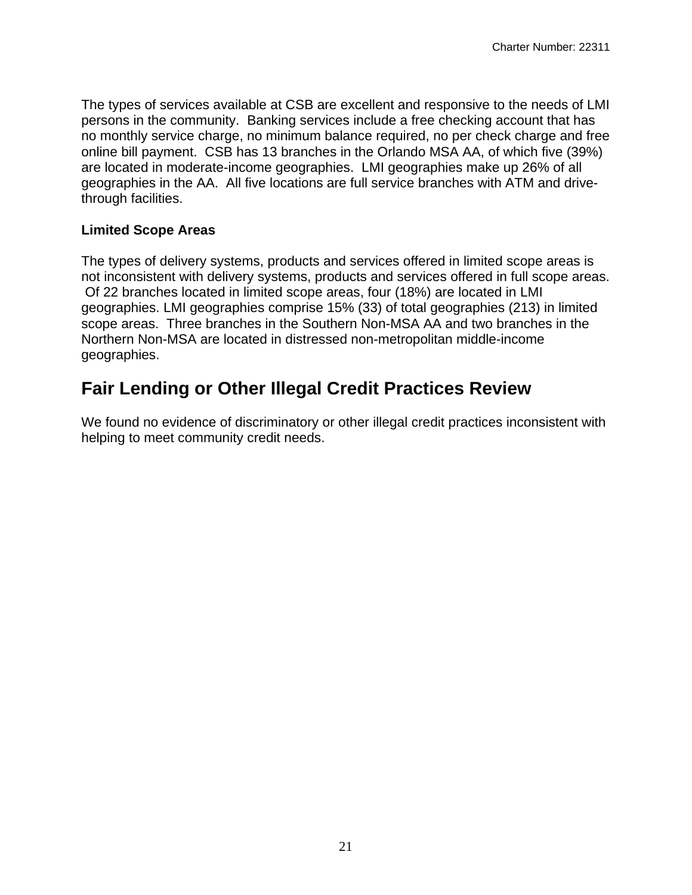The types of services available at CSB are excellent and responsive to the needs of LMI persons in the community. Banking services include a free checking account that has no monthly service charge, no minimum balance required, no per check charge and free online bill payment. CSB has 13 branches in the Orlando MSA AA, of which five (39%) are located in moderate-income geographies. LMI geographies make up 26% of all geographies in the AA. All five locations are full service branches with ATM and drive-through facilities.

**Limited Scope Areas**

The types of delivery systems, products and services offered in limited scope areas is not inconsistent with delivery systems, products and services offered in full scope areas. Of 22 branches located in limited scope areas, four (18%) are located in LMI geographies. LMI geographies comprise 15% (33) of total geographies (213) in limited scope areas. Three branches in the Southern Non-MSA AA and two branches in the Northern Non-MSA are located in distressed non-metropolitan middle-income geographies.

## Fair Lending or Other Illegal Credit Practices Review

We found no evidence of discriminatory or other illegal credit practices inconsistent with helping to meet community credit needs.